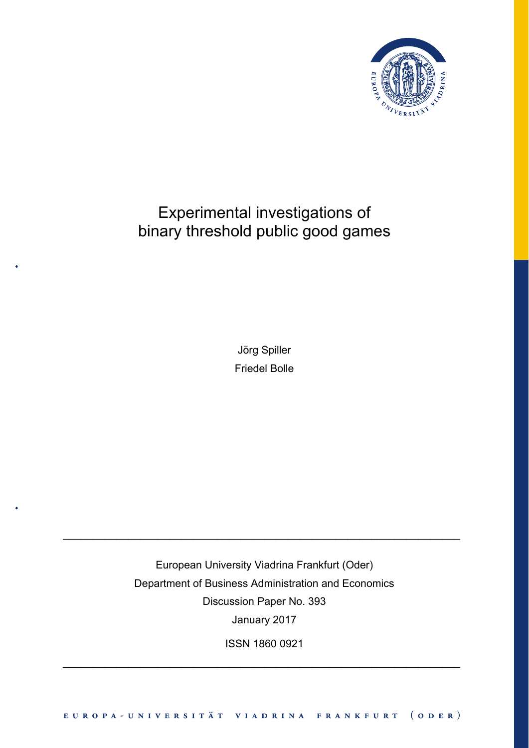# Experimental investigations of binary threshold public good games

Jörg Spiller

Friedel Bolle

European University Viadrina Frankfurt (Oder)

Department of Business Administration and Economics

Discussion Paper No. 393

January 2017

ISSN 1860 0921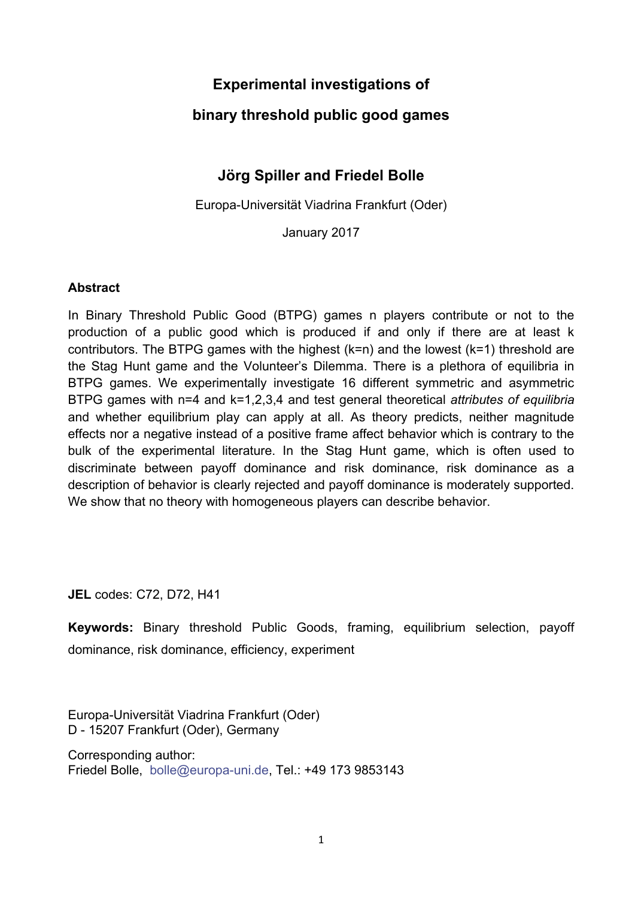# Experimental investigations of binary threshold public good games

## Jörg Spiller and Friedel Bolle

Europa-Universität Viadrina Frankfurt (Oder)

January 2017

### Abstract

In Binary Threshold Public Good (BTPG) games n players contribute or not to the production of a public good which is produced if and only if there are at least k contributors. The BTPG games with the highest (k=n) and the lowest (k=1) threshold are the Stag Hunt game and the Volunteer's Dilemma. There is a plethora of equilibria in BTPG games. We experimentally investigate 16 different symmetric and asymmetric BTPG games with n=4 and k=1,2,3,4 and test general theoretical *attributes of equilibria* and whether equilibrium play can apply at all. As theory predicts, neither magnitude effects nor a negative instead of a positive frame affect behavior which is contrary to the bulk of the experimental literature. In the Stag Hunt game, which is often used to discriminate between payoff dominance and risk dominance, risk dominance as a description of behavior is clearly rejected and payoff dominance is moderately supported. We show that no theory with homogeneous players can describe behavior.

**JEL** codes: C72, D72, H41

**Keywords:** Binary threshold Public Goods, framing, equilibrium selection, payoff dominance, risk dominance, efficiency, experiment

Europa-Universität Viadrina Frankfurt (Oder)
D - 15207 Frankfurt (Oder), Germany

Corresponding author:
Friedel Bolle, bolle@europa-uni.de, Tel.: +49 173 9853143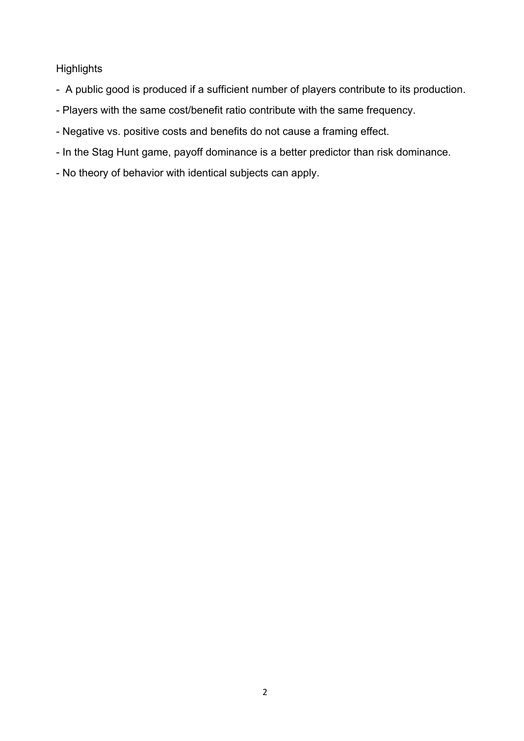Highlights

- A public good is produced if a sufficient number of players contribute to its production.
- Players with the same cost/benefit ratio contribute with the same frequency.
- Negative vs. positive costs and benefits do not cause a framing effect.
- In the Stag Hunt game, payoff dominance is a better predictor than risk dominance.
- No theory of behavior with identical subjects can apply.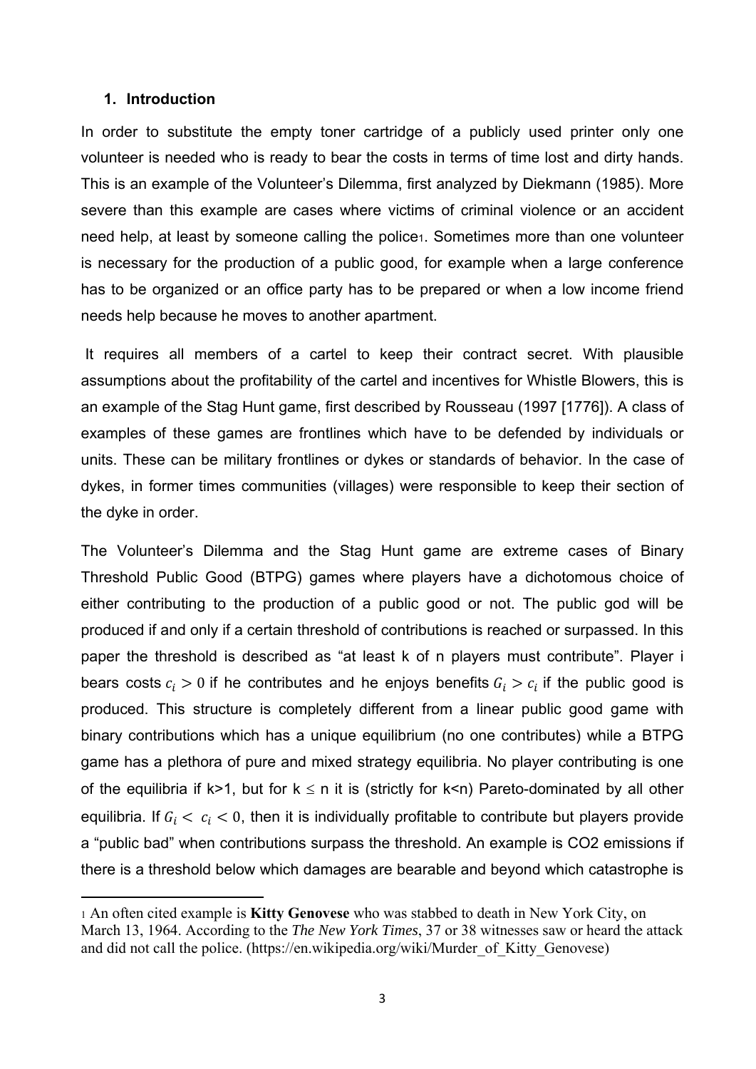### 1. Introduction

In order to substitute the empty toner cartridge of a publicly used printer only one volunteer is needed who is ready to bear the costs in terms of time lost and dirty hands. This is an example of the Volunteer's Dilemma, first analyzed by Diekmann (1985). More severe than this example are cases where victims of criminal violence or an accident need help, at least by someone calling the police[1]. Sometimes more than one volunteer is necessary for the production of a public good, for example when a large conference has to be organized or an office party has to be prepared or when a low income friend needs help because he moves to another apartment.

It requires all members of a cartel to keep their contract secret. With plausible assumptions about the profitability of the cartel and incentives for Whistle Blowers, this is an example of the Stag Hunt game, first described by Rousseau (1997 [1776]). A class of examples of these games are frontlines which have to be defended by individuals or units. These can be military frontlines or dykes or standards of behavior. In the case of dykes, in former times communities (villages) were responsible to keep their section of the dyke in order.

The Volunteer's Dilemma and the Stag Hunt game are extreme cases of Binary Threshold Public Good (BTPG) games where players have a dichotomous choice of either contributing to the production of a public good or not. The public god will be produced if and only if a certain threshold of contributions is reached or surpassed. In this paper the threshold is described as "at least k of n players must contribute". Player i bears costs $c_i > 0$ if he contributes and he enjoys benefits $G_i > c_i$ if the public good is produced. This structure is completely different from a linear public good game with binary contributions which has a unique equilibrium (no one contributes) while a BTPG game has a plethora of pure and mixed strategy equilibria. No player contributing is one of the equilibria if k>1, but for k $\leq$ n it is (strictly for k<n) Pareto-dominated by all other equilibria. If $G_i < c_i < 0$, then it is individually profitable to contribute but players provide a "public bad" when contributions surpass the threshold. An example is CO2 emissions if there is a threshold below which damages are bearable and beyond which catastrophe is

[1] An often cited example is **Kitty Genovese** who was stabbed to death in New York City, on March 13, 1964. According to the *The New York Times*, 37 or 38 witnesses saw or heard the attack and did not call the police. (https://en.wikipedia.org/wiki/Murder_of_Kitty_Genovese)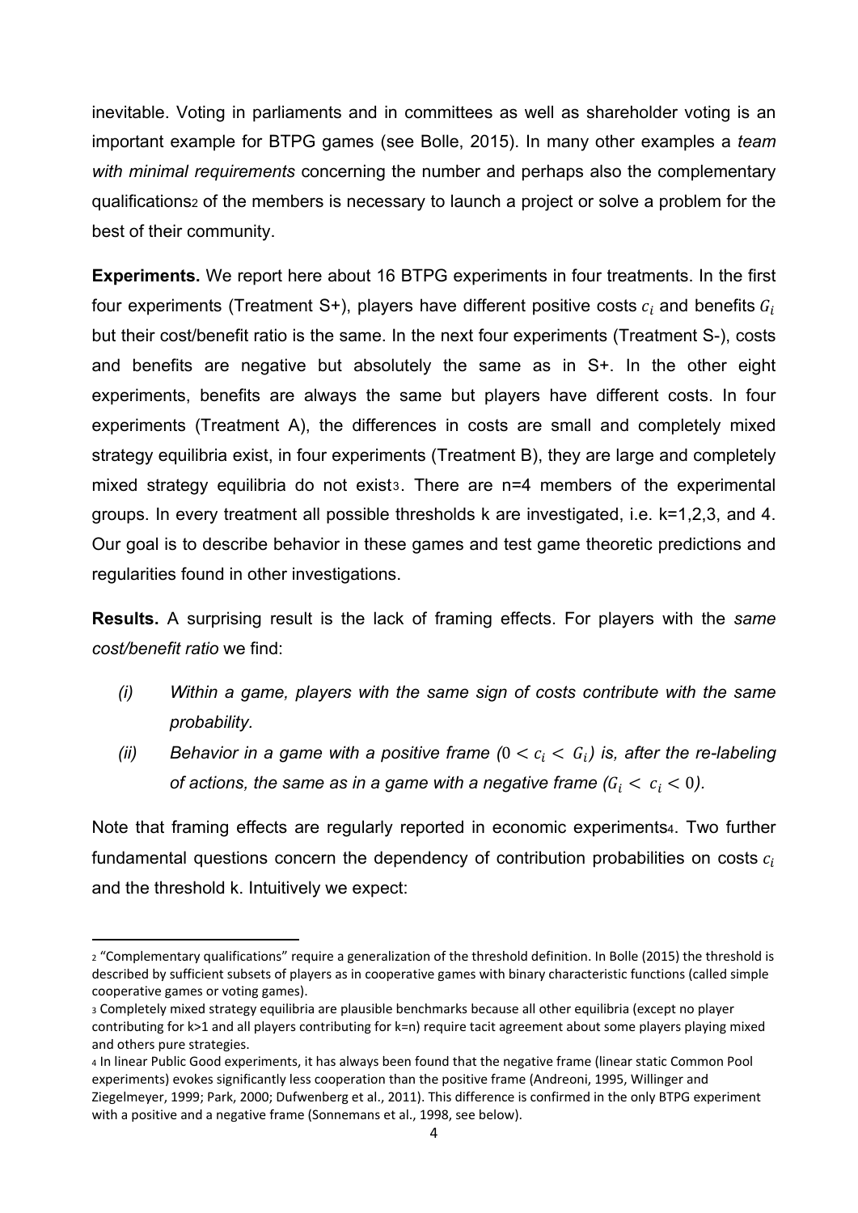inevitable. Voting in parliaments and in committees as well as shareholder voting is an important example for BTPG games (see Bolle, 2015). In many other examples a *team with minimal requirements* concerning the number and perhaps also the complementary qualifications[2] of the members is necessary to launch a project or solve a problem for the best of their community.

**Experiments.** We report here about 16 BTPG experiments in four treatments. In the first four experiments (Treatment S+), players have different positive costs $c_i$ and benefits $G_i$ but their cost/benefit ratio is the same. In the next four experiments (Treatment S-), costs and benefits are negative but absolutely the same as in S+. In the other eight experiments, benefits are always the same but players have different costs. In four experiments (Treatment A), the differences in costs are small and completely mixed strategy equilibria exist, in four experiments (Treatment B), they are large and completely mixed strategy equilibria do not exist[3]. There are n=4 members of the experimental groups. In every treatment all possible thresholds k are investigated, i.e. k=1,2,3, and 4. Our goal is to describe behavior in these games and test game theoretic predictions and regularities found in other investigations.

**Results.** A surprising result is the lack of framing effects. For players with the *same cost/benefit ratio* we find:

- *(i) Within a game, players with the same sign of costs contribute with the same probability.*
- *(ii) Behavior in a game with a positive frame ($0 < c_i < G_i$) is, after the re-labeling of actions, the same as in a game with a negative frame ($G_i < c_i < 0$).*

Note that framing effects are regularly reported in economic experiments[4]. Two further fundamental questions concern the dependency of contribution probabilities on costs $c_i$ and the threshold k. Intuitively we expect:

---

[2] "Complementary qualifications" require a generalization of the threshold definition. In Bolle (2015) the threshold is described by sufficient subsets of players as in cooperative games with binary characteristic functions (called simple cooperative games or voting games).

[3] Completely mixed strategy equilibria are plausible benchmarks because all other equilibria (except no player contributing for k>1 and all players contributing for k=n) require tacit agreement about some players playing mixed and others pure strategies.

[4] In linear Public Good experiments, it has always been found that the negative frame (linear static Common Pool experiments) evokes significantly less cooperation than the positive frame (Andreoni, 1995, Willinger and Ziegelmeyer, 1999; Park, 2000; Dufwenberg et al., 2011). This difference is confirmed in the only BTPG experiment with a positive and a negative frame (Sonnemans et al., 1998, see below).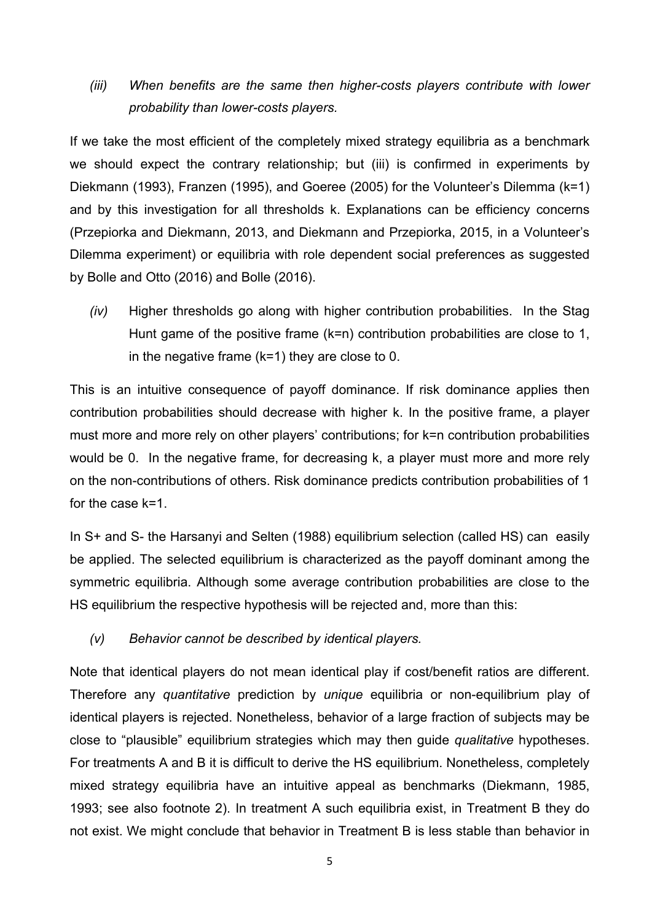*(iii) When benefits are the same then higher-costs players contribute with lower probability than lower-costs players.*

If we take the most efficient of the completely mixed strategy equilibria as a benchmark we should expect the contrary relationship; but (iii) is confirmed in experiments by Diekmann (1993), Franzen (1995), and Goeree (2005) for the Volunteer's Dilemma (k=1) and by this investigation for all thresholds k. Explanations can be efficiency concerns (Przepiorka and Diekmann, 2013, and Diekmann and Przepiorka, 2015, in a Volunteer's Dilemma experiment) or equilibria with role dependent social preferences as suggested by Bolle and Otto (2016) and Bolle (2016).

*(iv)* Higher thresholds go along with higher contribution probabilities. In the Stag Hunt game of the positive frame (k=n) contribution probabilities are close to 1, in the negative frame (k=1) they are close to 0.

This is an intuitive consequence of payoff dominance. If risk dominance applies then contribution probabilities should decrease with higher k. In the positive frame, a player must more and more rely on other players' contributions; for k=n contribution probabilities would be 0. In the negative frame, for decreasing k, a player must more and more rely on the non-contributions of others. Risk dominance predicts contribution probabilities of 1 for the case k=1.

In S+ and S- the Harsanyi and Selten (1988) equilibrium selection (called HS) can easily be applied. The selected equilibrium is characterized as the payoff dominant among the symmetric equilibria. Although some average contribution probabilities are close to the HS equilibrium the respective hypothesis will be rejected and, more than this:

*(v) Behavior cannot be described by identical players.*

Note that identical players do not mean identical play if cost/benefit ratios are different. Therefore any *quantitative* prediction by *unique* equilibria or non-equilibrium play of identical players is rejected. Nonetheless, behavior of a large fraction of subjects may be close to "plausible" equilibrium strategies which may then guide *qualitative* hypotheses. For treatments A and B it is difficult to derive the HS equilibrium. Nonetheless, completely mixed strategy equilibria have an intuitive appeal as benchmarks (Diekmann, 1985, 1993; see also footnote 2). In treatment A such equilibria exist, in Treatment B they do not exist. We might conclude that behavior in Treatment B is less stable than behavior in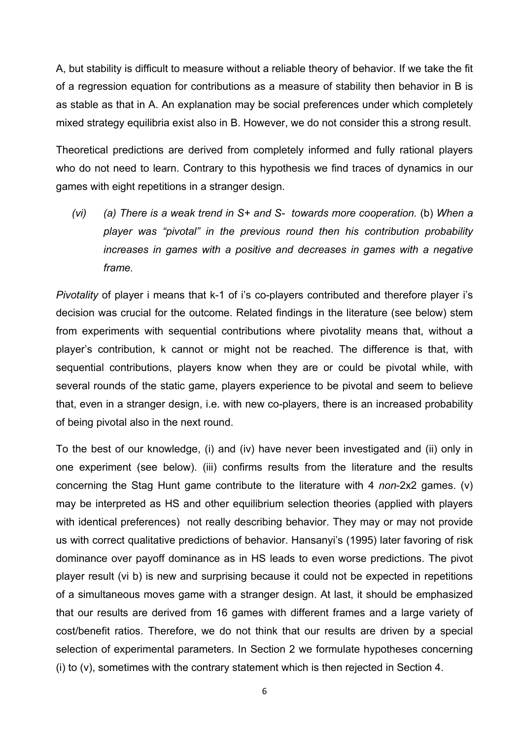A, but stability is difficult to measure without a reliable theory of behavior. If we take the fit of a regression equation for contributions as a measure of stability then behavior in B is as stable as that in A. An explanation may be social preferences under which completely mixed strategy equilibria exist also in B. However, we do not consider this a strong result.

Theoretical predictions are derived from completely informed and fully rational players who do not need to learn. Contrary to this hypothesis we find traces of dynamics in our games with eight repetitions in a stranger design.

> *(vi)* *(a) There is a weak trend in S+ and S- towards more cooperation.* (b) *When a player was "pivotal" in the previous round then his contribution probability increases in games with a positive and decreases in games with a negative frame.*

*Pivotality* of player i means that k-1 of i's co-players contributed and therefore player i's decision was crucial for the outcome. Related findings in the literature (see below) stem from experiments with sequential contributions where pivotality means that, without a player's contribution, k cannot or might not be reached. The difference is that, with sequential contributions, players know when they are or could be pivotal while, with several rounds of the static game, players experience to be pivotal and seem to believe that, even in a stranger design, i.e. with new co-players, there is an increased probability of being pivotal also in the next round.

To the best of our knowledge, (i) and (iv) have never been investigated and (ii) only in one experiment (see below). (iii) confirms results from the literature and the results concerning the Stag Hunt game contribute to the literature with 4 *non*-2x2 games. (v) may be interpreted as HS and other equilibrium selection theories (applied with players with identical preferences) not really describing behavior. They may or may not provide us with correct qualitative predictions of behavior. Hansanyi's (1995) later favoring of risk dominance over payoff dominance as in HS leads to even worse predictions. The pivot player result (vi b) is new and surprising because it could not be expected in repetitions of a simultaneous moves game with a stranger design. At last, it should be emphasized that our results are derived from 16 games with different frames and a large variety of cost/benefit ratios. Therefore, we do not think that our results are driven by a special selection of experimental parameters. In Section 2 we formulate hypotheses concerning (i) to (v), sometimes with the contrary statement which is then rejected in Section 4.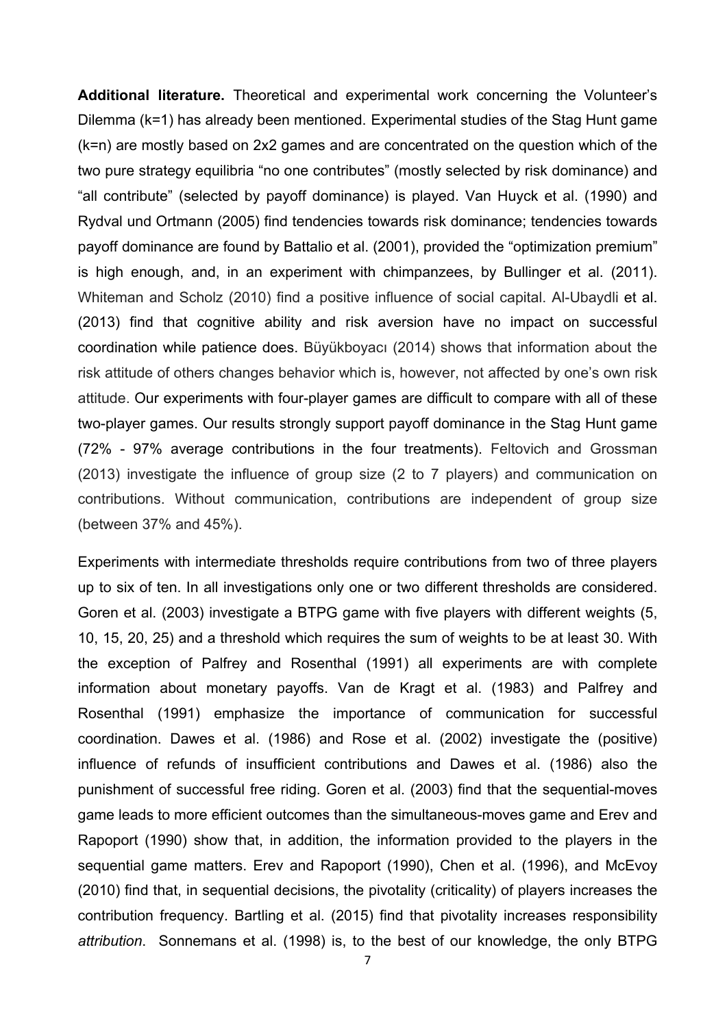**Additional literature.** Theoretical and experimental work concerning the Volunteer's Dilemma (k=1) has already been mentioned. Experimental studies of the Stag Hunt game (k=n) are mostly based on 2x2 games and are concentrated on the question which of the two pure strategy equilibria "no one contributes" (mostly selected by risk dominance) and "all contribute" (selected by payoff dominance) is played. Van Huyck et al. (1990) and Rydval und Ortmann (2005) find tendencies towards risk dominance; tendencies towards payoff dominance are found by Battalio et al. (2001), provided the "optimization premium" is high enough, and, in an experiment with chimpanzees, by Bullinger et al. (2011). Whiteman and Scholz (2010) find a positive influence of social capital. Al-Ubaydli et al. (2013) find that cognitive ability and risk aversion have no impact on successful coordination while patience does. Büyükboyacı (2014) shows that information about the risk attitude of others changes behavior which is, however, not affected by one's own risk attitude. Our experiments with four-player games are difficult to compare with all of these two-player games. Our results strongly support payoff dominance in the Stag Hunt game (72% - 97% average contributions in the four treatments). Feltovich and Grossman (2013) investigate the influence of group size (2 to 7 players) and communication on contributions. Without communication, contributions are independent of group size (between 37% and 45%).

Experiments with intermediate thresholds require contributions from two of three players up to six of ten. In all investigations only one or two different thresholds are considered. Goren et al. (2003) investigate a BTPG game with five players with different weights (5, 10, 15, 20, 25) and a threshold which requires the sum of weights to be at least 30. With the exception of Palfrey and Rosenthal (1991) all experiments are with complete information about monetary payoffs. Van de Kragt et al. (1983) and Palfrey and Rosenthal (1991) emphasize the importance of communication for successful coordination. Dawes et al. (1986) and Rose et al. (2002) investigate the (positive) influence of refunds of insufficient contributions and Dawes et al. (1986) also the punishment of successful free riding. Goren et al. (2003) find that the sequential-moves game leads to more efficient outcomes than the simultaneous-moves game and Erev and Rapoport (1990) show that, in addition, the information provided to the players in the sequential game matters. Erev and Rapoport (1990), Chen et al. (1996), and McEvoy (2010) find that, in sequential decisions, the pivotality (criticality) of players increases the contribution frequency. Bartling et al. (2015) find that pivotality increases responsibility *attribution*. Sonnemans et al. (1998) is, to the best of our knowledge, the only BTPG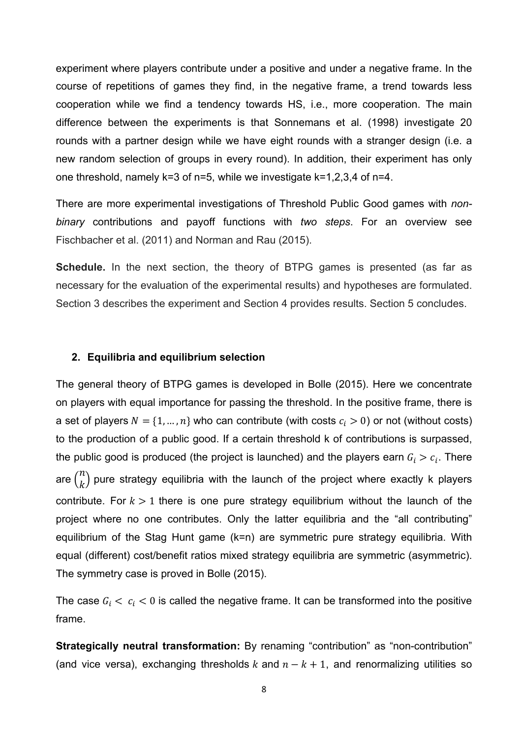experiment where players contribute under a positive and under a negative frame. In the course of repetitions of games they find, in the negative frame, a trend towards less cooperation while we find a tendency towards HS, i.e., more cooperation. The main difference between the experiments is that Sonnemans et al. (1998) investigate 20 rounds with a partner design while we have eight rounds with a stranger design (i.e. a new random selection of groups in every round). In addition, their experiment has only one threshold, namely k=3 of n=5, while we investigate k=1,2,3,4 of n=4.

There are more experimental investigations of Threshold Public Good games with *non-binary* contributions and payoff functions with *two steps*. For an overview see Fischbacher et al. (2011) and Norman and Rau (2015).

**Schedule.** In the next section, the theory of BTPG games is presented (as far as necessary for the evaluation of the experimental results) and hypotheses are formulated. Section 3 describes the experiment and Section 4 provides results. Section 5 concludes.

## 2. Equilibria and equilibrium selection

The general theory of BTPG games is developed in Bolle (2015). Here we concentrate on players with equal importance for passing the threshold. In the positive frame, there is a set of players $N = \{1, \ldots, n\}$ who can contribute (with costs $c_i > 0$) or not (without costs) to the production of a public good. If a certain threshold k of contributions is surpassed, the public good is produced (the project is launched) and the players earn $G_i > c_i$. There are $\binom{n}{k}$ pure strategy equilibria with the launch of the project where exactly k players contribute. For $k > 1$ there is one pure strategy equilibrium without the launch of the project where no one contributes. Only the latter equilibria and the "all contributing" equilibrium of the Stag Hunt game (k=n) are symmetric pure strategy equilibria. With equal (different) cost/benefit ratios mixed strategy equilibria are symmetric (asymmetric). The symmetry case is proved in Bolle (2015).

The case $G_i < c_i < 0$ is called the negative frame. It can be transformed into the positive frame.

**Strategically neutral transformation:** By renaming "contribution" as "non-contribution" (and vice versa), exchanging thresholds $k$ and $n - k + 1$, and renormalizing utilities so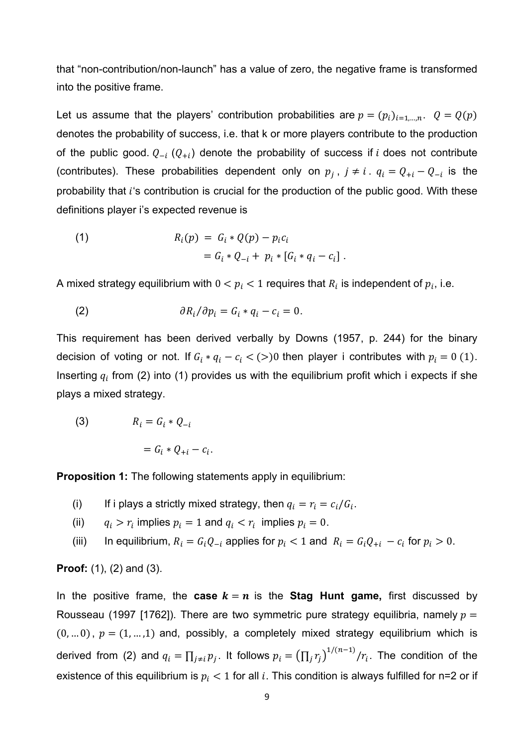that "non-contribution/non-launch" has a value of zero, the negative frame is transformed into the positive frame.

Let us assume that the players' contribution probabilities are $p = (p_i)_{i=1,\dots,n}$. $Q = Q(p)$ denotes the probability of success, i.e. that k or more players contribute to the production of the public good. $Q_{-i}$ ($Q_{+i}$) denote the probability of success if $i$ does not contribute (contributes). These probabilities dependent only on $p_j$, $j \neq i$. $q_i = Q_{+i} - Q_{-i}$ is the probability that $i$'s contribution is crucial for the production of the public good. With these definitions player i's expected revenue is

$$\text{(1)} \qquad \begin{aligned} R_i(p) &= G_i * Q(p) - p_i c_i \\ &= G_i * Q_{-i} + p_i * [G_i * q_i - c_i] . \end{aligned}$$

A mixed strategy equilibrium with $0 < p_i < 1$ requires that $R_i$ is independent of $p_i$, i.e.

$$\text{(2)} \qquad \partial R_i / \partial p_i = G_i * q_i - c_i = 0.$$

This requirement has been derived verbally by Downs (1957, p. 244) for the binary decision of voting or not. If $G_i * q_i - c_i < (>) 0$ then player i contributes with $p_i = 0\ (1)$. Inserting $q_i$ from (2) into (1) provides us with the equilibrium profit which i expects if she plays a mixed strategy.

$$\text{(3)} \qquad \begin{aligned} R_i &= G_i * Q_{-i} \\ &= G_i * Q_{+i} - c_i . \end{aligned}$$

**Proposition 1:** The following statements apply in equilibrium:

(i) If i plays a strictly mixed strategy, then $q_i = r_i = c_i / G_i$.

(ii) $q_i > r_i$ implies $p_i = 1$ and $q_i < r_i$ implies $p_i = 0$.

(iii) In equilibrium, $R_i = G_i Q_{-i}$ applies for $p_i < 1$ and $R_i = G_i Q_{+i} - c_i$ for $p_i > 0$.

**Proof:** (1), (2) and (3).

In the positive frame, the **case $k = n$** is the **Stag Hunt game,** first discussed by Rousseau (1997 [1762]). There are two symmetric pure strategy equilibria, namely $p = (0, \dots 0)$, $p = (1, \dots, 1)$ and, possibly, a completely mixed strategy equilibrium which is derived from (2) and $q_i = \prod_{j \neq i} p_j$. It follows $p_i = \left(\prod_j r_j\right)^{1/(n-1)} / r_i$. The condition of the existence of this equilibrium is $p_i < 1$ for all $i$. This condition is always fulfilled for n=2 or if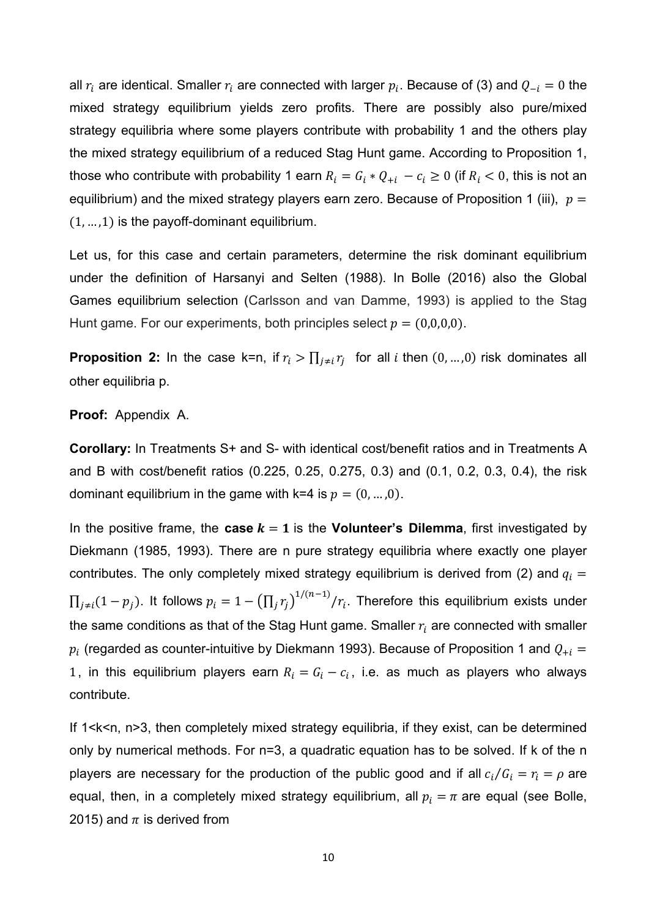all $r_i$ are identical. Smaller $r_i$ are connected with larger $p_i$. Because of (3) and $Q_{-i} = 0$ the mixed strategy equilibrium yields zero profits. There are possibly also pure/mixed strategy equilibria where some players contribute with probability 1 and the others play the mixed strategy equilibrium of a reduced Stag Hunt game. According to Proposition 1, those who contribute with probability 1 earn $R_i = G_i * Q_{+i} - c_i \geq 0$ (if $R_i < 0$, this is not an equilibrium) and the mixed strategy players earn zero. Because of Proposition 1 (iii), $p = (1, \dots, 1)$ is the payoff-dominant equilibrium.

Let us, for this case and certain parameters, determine the risk dominant equilibrium under the definition of Harsanyi and Selten (1988). In Bolle (2016) also the Global Games equilibrium selection (Carlsson and van Damme, 1993) is applied to the Stag Hunt game. For our experiments, both principles select $p = (0,0,0,0)$.

**Proposition 2:** In the case k=n, if $r_i > \prod_{j \neq i} r_j$ for all $i$ then $(0, \dots, 0)$ risk dominates all other equilibria p.

**Proof:** Appendix A.

**Corollary:** In Treatments S+ and S- with identical cost/benefit ratios and in Treatments A and B with cost/benefit ratios (0.225, 0.25, 0.275, 0.3) and (0.1, 0.2, 0.3, 0.4), the risk dominant equilibrium in the game with k=4 is $p = (0, \dots, 0)$.

In the positive frame, the **case $k = 1$** is the **Volunteer's Dilemma**, first investigated by Diekmann (1985, 1993). There are n pure strategy equilibria where exactly one player contributes. The only completely mixed strategy equilibrium is derived from (2) and $q_i = \prod_{j \neq i}(1 - p_j)$. It follows $p_i = 1 - \left(\prod_j r_j\right)^{1/(n-1)}/r_i$. Therefore this equilibrium exists under the same conditions as that of the Stag Hunt game. Smaller $r_i$ are connected with smaller $p_i$ (regarded as counter-intuitive by Diekmann 1993). Because of Proposition 1 and $Q_{+i} = 1$, in this equilibrium players earn $R_i = G_i - c_i$, i.e. as much as players who always contribute.

If 1<k<n, n>3, then completely mixed strategy equilibria, if they exist, can be determined only by numerical methods. For n=3, a quadratic equation has to be solved. If k of the n players are necessary for the production of the public good and if all $c_i/G_i = r_i = \rho$ are equal, then, in a completely mixed strategy equilibrium, all $p_i = \pi$ are equal (see Bolle, 2015) and $\pi$ is derived from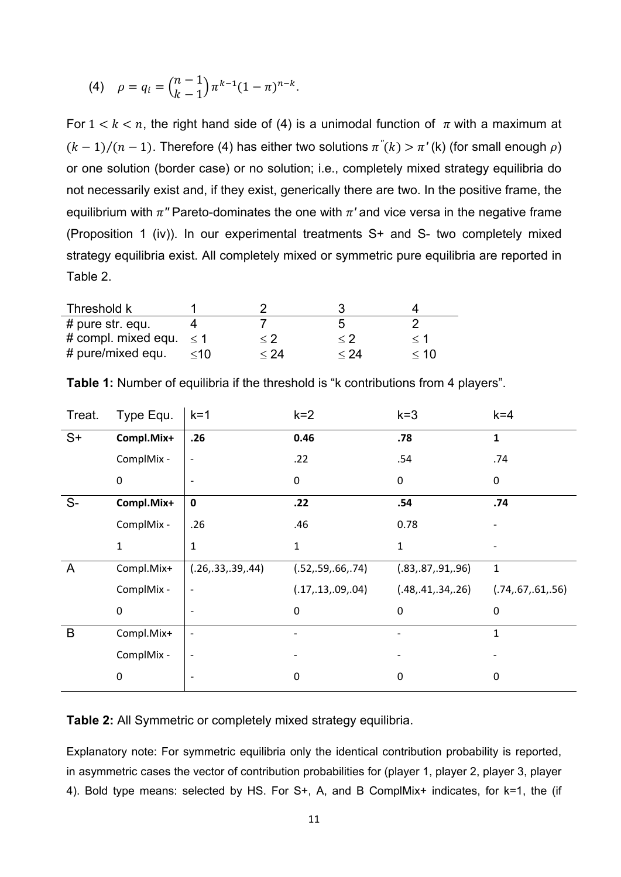(4) $\rho = q_i = \binom{n-1}{k-1}\pi^{k-1}(1-\pi)^{n-k}$.

For $1 < k < n$, the right hand side of (4) is a unimodal function of $\pi$ with a maximum at $(k-1)/(n-1)$. Therefore (4) has either two solutions $\pi''(k) > \pi'(k)$ (for small enough $\rho$) or one solution (border case) or no solution; i.e., completely mixed strategy equilibria do not necessarily exist and, if they exist, generically there are two. In the positive frame, the equilibrium with $\pi''$ Pareto-dominates the one with $\pi'$ and vice versa in the negative frame (Proposition 1 (iv)). In our experimental treatments S+ and S- two completely mixed strategy equilibria exist. All completely mixed or symmetric pure equilibria are reported in Table 2.

| Threshold k | 1 | 2 | 3 | 4 |
|---|---|---|---|---|
| # pure str. equ. | 4 | 7 | 5 | 2 |
| # compl. mixed equ. | $\leq 1$ | $\leq 2$ | $\leq 2$ | $\leq 1$ |
| # pure/mixed equ. | $\leq 10$ | $\leq 24$ | $\leq 24$ | $\leq 10$ |

**Table 1:** Number of equilibria if the threshold is "k contributions from 4 players".

| Treat. | Type Equ. | k=1 | k=2 | k=3 | k=4 |
|---|---|---|---|---|---|
| S+ | **Compl.Mix+** | **.26** | **0.46** | **.78** | **1** |
| | ComplMix - | - | .22 | .54 | .74 |
| | 0 | - | 0 | 0 | 0 |
| S- | **Compl.Mix+** | **0** | **.22** | **.54** | **.74** |
| | ComplMix - | .26 | .46 | 0.78 | - |
| | 1 | 1 | 1 | 1 | - |
| A | Compl.Mix+ | (.26,.33,.39,.44) | (.52,.59,.66,.74) | (.83,.87,.91,.96) | 1 |
| | ComplMix - | - | (.17,.13,.09,.04) | (.48,.41,.34,.26) | (.74,.67,.61,.56) |
| | 0 | - | 0 | 0 | 0 |
| B | Compl.Mix+ | - | - | - | 1 |
| | ComplMix - | - | - | - | - |
| | 0 | - | 0 | 0 | 0 |

**Table 2:** All Symmetric or completely mixed strategy equilibria.

Explanatory note: For symmetric equilibria only the identical contribution probability is reported, in asymmetric cases the vector of contribution probabilities for (player 1, player 2, player 3, player 4). Bold type means: selected by HS. For S+, A, and B ComplMix+ indicates, for k=1, the (if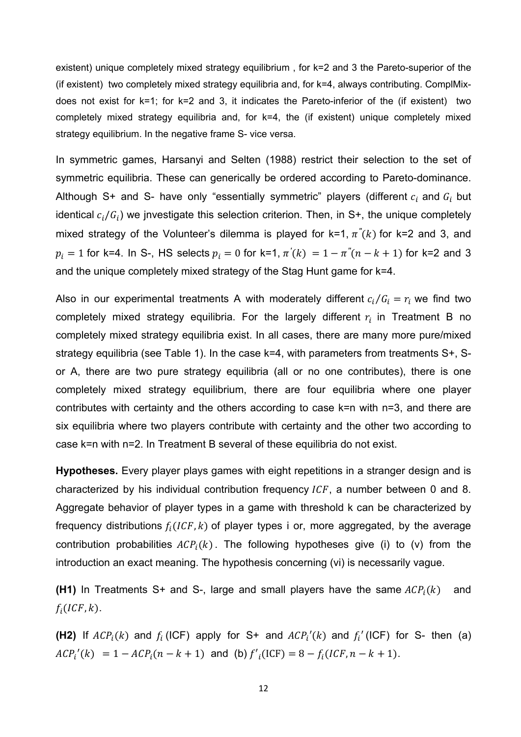existent) unique completely mixed strategy equilibrium , for k=2 and 3 the Pareto-superior of the (if existent) two completely mixed strategy equilibria and, for k=4, always contributing. ComplMix- does not exist for k=1; for k=2 and 3, it indicates the Pareto-inferior of the (if existent) two completely mixed strategy equilibria and, for k=4, the (if existent) unique completely mixed strategy equilibrium. In the negative frame S- vice versa.

In symmetric games, Harsanyi and Selten (1988) restrict their selection to the set of symmetric equilibria. These can generically be ordered according to Pareto-dominance. Although S+ and S- have only "essentially symmetric" players (different $c_i$ and $G_i$ but identical $c_i/G_i$) we jnvestigate this selection criterion. Then, in S+, the unique completely mixed strategy of the Volunteer's dilemma is played for k=1, $\pi''(k)$ for k=2 and 3, and $p_i = 1$ for k=4. In S-, HS selects $p_i = 0$ for k=1, $\pi'(k) = 1 - \pi''(n - k + 1)$ for k=2 and 3 and the unique completely mixed strategy of the Stag Hunt game for k=4.

Also in our experimental treatments A with moderately different $c_i/G_i = r_i$ we find two completely mixed strategy equilibria. For the largely different $r_i$ in Treatment B no completely mixed strategy equilibria exist. In all cases, there are many more pure/mixed strategy equilibria (see Table 1). In the case k=4, with parameters from treatments S+, S- or A, there are two pure strategy equilibria (all or no one contributes), there is one completely mixed strategy equilibrium, there are four equilibria where one player contributes with certainty and the others according to case k=n with n=3, and there are six equilibria where two players contribute with certainty and the other two according to case k=n with n=2. In Treatment B several of these equilibria do not exist.

**Hypotheses.** Every player plays games with eight repetitions in a stranger design and is characterized by his individual contribution frequency $ICF$, a number between 0 and 8. Aggregate behavior of player types in a game with threshold k can be characterized by frequency distributions $f_i(ICF, k)$ of player types i or, more aggregated, by the average contribution probabilities $ACP_i(k)$. The following hypotheses give (i) to (v) from the introduction an exact meaning. The hypothesis concerning (vi) is necessarily vague.

**(H1)** In Treatments S+ and S-, large and small players have the same $ACP_i(k)$ and $f_i(ICF, k)$.

**(H2)** If $ACP_i(k)$ and $f_i$ (ICF) apply for S+ and $ACP_i'(k)$ and $f_i'$ (ICF) for S- then (a) $ACP_i'(k) = 1 - ACP_i(n - k + 1)$ and (b) $f'_i(\text{ICF}) = 8 - f_i(ICF, n - k + 1)$.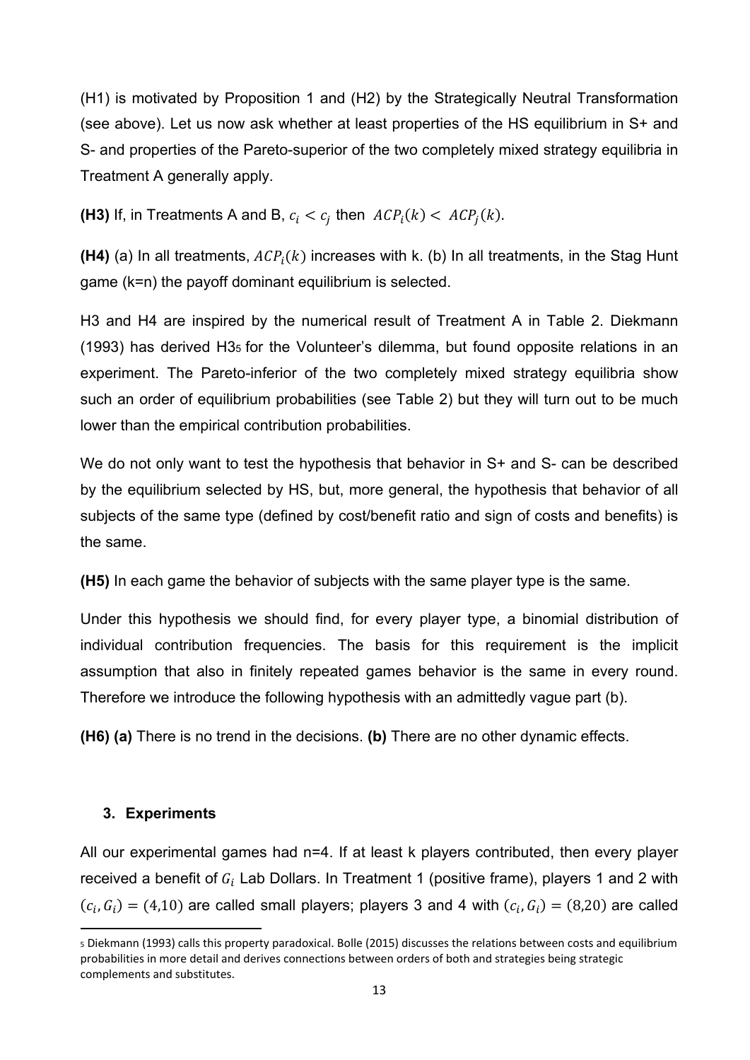(H1) is motivated by Proposition 1 and (H2) by the Strategically Neutral Transformation (see above). Let us now ask whether at least properties of the HS equilibrium in S+ and S- and properties of the Pareto-superior of the two completely mixed strategy equilibria in Treatment A generally apply.

**(H3)** If, in Treatments A and B, $c_i < c_j$ then $ACP_i(k) < ACP_j(k)$.

**(H4)** (a) In all treatments, $ACP_i(k)$ increases with k. (b) In all treatments, in the Stag Hunt game (k=n) the payoff dominant equilibrium is selected.

H3 and H4 are inspired by the numerical result of Treatment A in Table 2. Diekmann (1993) has derived H3[5] for the Volunteer's dilemma, but found opposite relations in an experiment. The Pareto-inferior of the two completely mixed strategy equilibria show such an order of equilibrium probabilities (see Table 2) but they will turn out to be much lower than the empirical contribution probabilities.

We do not only want to test the hypothesis that behavior in S+ and S- can be described by the equilibrium selected by HS, but, more general, the hypothesis that behavior of all subjects of the same type (defined by cost/benefit ratio and sign of costs and benefits) is the same.

**(H5)** In each game the behavior of subjects with the same player type is the same.

Under this hypothesis we should find, for every player type, a binomial distribution of individual contribution frequencies. The basis for this requirement is the implicit assumption that also in finitely repeated games behavior is the same in every round. Therefore we introduce the following hypothesis with an admittedly vague part (b).

**(H6) (a)** There is no trend in the decisions. **(b)** There are no other dynamic effects.

## 3. Experiments

All our experimental games had n=4. If at least k players contributed, then every player received a benefit of $G_i$ Lab Dollars. In Treatment 1 (positive frame), players 1 and 2 with $(c_i, G_i) = (4,10)$ are called small players; players 3 and 4 with $(c_i, G_i) = (8,20)$ are called

[5] Diekmann (1993) calls this property paradoxical. Bolle (2015) discusses the relations between costs and equilibrium probabilities in more detail and derives connections between orders of both and strategies being strategic complements and substitutes.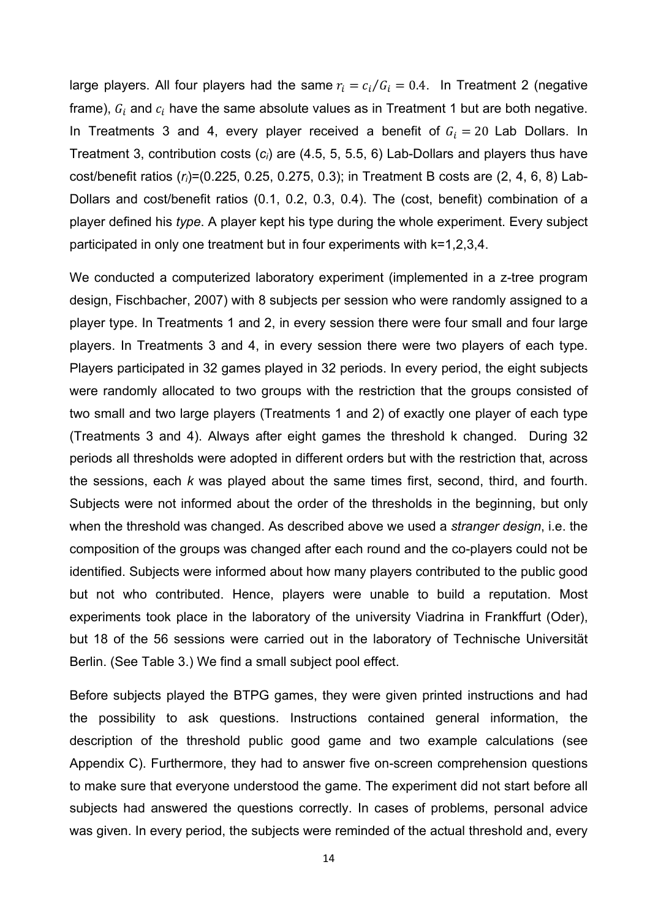large players. All four players had the same $r_i = c_i/G_i = 0.4$. In Treatment 2 (negative frame), $G_i$ and $c_i$ have the same absolute values as in Treatment 1 but are both negative. In Treatments 3 and 4, every player received a benefit of $G_i = 20$ Lab Dollars. In Treatment 3, contribution costs ($c_i$) are (4.5, 5, 5.5, 6) Lab-Dollars and players thus have cost/benefit ratios ($r_i$)=(0.225, 0.25, 0.275, 0.3); in Treatment B costs are (2, 4, 6, 8) Lab-Dollars and cost/benefit ratios (0.1, 0.2, 0.3, 0.4). The (cost, benefit) combination of a player defined his *type*. A player kept his type during the whole experiment. Every subject participated in only one treatment but in four experiments with k=1,2,3,4.

We conducted a computerized laboratory experiment (implemented in a z-tree program design, Fischbacher, 2007) with 8 subjects per session who were randomly assigned to a player type. In Treatments 1 and 2, in every session there were four small and four large players. In Treatments 3 and 4, in every session there were two players of each type. Players participated in 32 games played in 32 periods. In every period, the eight subjects were randomly allocated to two groups with the restriction that the groups consisted of two small and two large players (Treatments 1 and 2) of exactly one player of each type (Treatments 3 and 4). Always after eight games the threshold k changed. During 32 periods all thresholds were adopted in different orders but with the restriction that, across the sessions, each *k* was played about the same times first, second, third, and fourth. Subjects were not informed about the order of the thresholds in the beginning, but only when the threshold was changed. As described above we used a *stranger design*, i.e. the composition of the groups was changed after each round and the co-players could not be identified. Subjects were informed about how many players contributed to the public good but not who contributed. Hence, players were unable to build a reputation. Most experiments took place in the laboratory of the university Viadrina in Frankffurt (Oder), but 18 of the 56 sessions were carried out in the laboratory of Technische Universität Berlin. (See Table 3.) We find a small subject pool effect.

Before subjects played the BTPG games, they were given printed instructions and had the possibility to ask questions. Instructions contained general information, the description of the threshold public good game and two example calculations (see Appendix C). Furthermore, they had to answer five on-screen comprehension questions to make sure that everyone understood the game. The experiment did not start before all subjects had answered the questions correctly. In cases of problems, personal advice was given. In every period, the subjects were reminded of the actual threshold and, every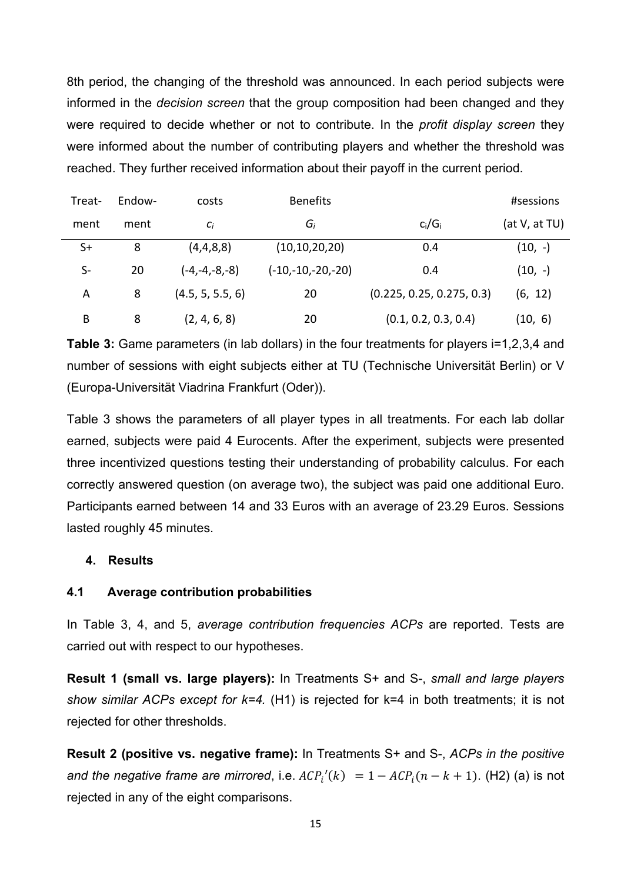8th period, the changing of the threshold was announced. In each period subjects were informed in the *decision screen* that the group composition had been changed and they were required to decide whether or not to contribute. In the *profit display screen* they were informed about the number of contributing players and whether the threshold was reached. They further received information about their payoff in the current period.

| Treat-ment | Endow-ment | costs $c_i$ | Benefits $G_i$ | $c_i/G_i$ | #sessions (at V, at TU) |
|---|---|---|---|---|---|
| S+ | 8 | (4,4,8,8) | (10,10,20,20) | 0.4 | (10, -) |
| S- | 20 | (-4,-4,-8,-8) | (-10,-10,-20,-20) | 0.4 | (10, -) |
| A | 8 | (4.5, 5, 5.5, 6) | 20 | (0.225, 0.25, 0.275, 0.3) | (6, 12) |
| B | 8 | (2, 4, 6, 8) | 20 | (0.1, 0.2, 0.3, 0.4) | (10, 6) |

**Table 3:** Game parameters (in lab dollars) in the four treatments for players i=1,2,3,4 and number of sessions with eight subjects either at TU (Technische Universität Berlin) or V (Europa-Universität Viadrina Frankfurt (Oder)).

Table 3 shows the parameters of all player types in all treatments. For each lab dollar earned, subjects were paid 4 Eurocents. After the experiment, subjects were presented three incentivized questions testing their understanding of probability calculus. For each correctly answered question (on average two), the subject was paid one additional Euro. Participants earned between 14 and 33 Euros with an average of 23.29 Euros. Sessions lasted roughly 45 minutes.

## 4. Results

### 4.1 Average contribution probabilities

In Table 3, 4, and 5, *average contribution frequencies ACPs* are reported. Tests are carried out with respect to our hypotheses.

**Result 1 (small vs. large players):** In Treatments S+ and S-, *small and large players show similar ACPs except for k=4.* (H1) is rejected for k=4 in both treatments; it is not rejected for other thresholds.

**Result 2 (positive vs. negative frame):** In Treatments S+ and S-, *ACPs in the positive and the negative frame are mirrored*, i.e. $ACP_i'(k) = 1 - ACP_i(n-k+1)$. (H2) (a) is not rejected in any of the eight comparisons.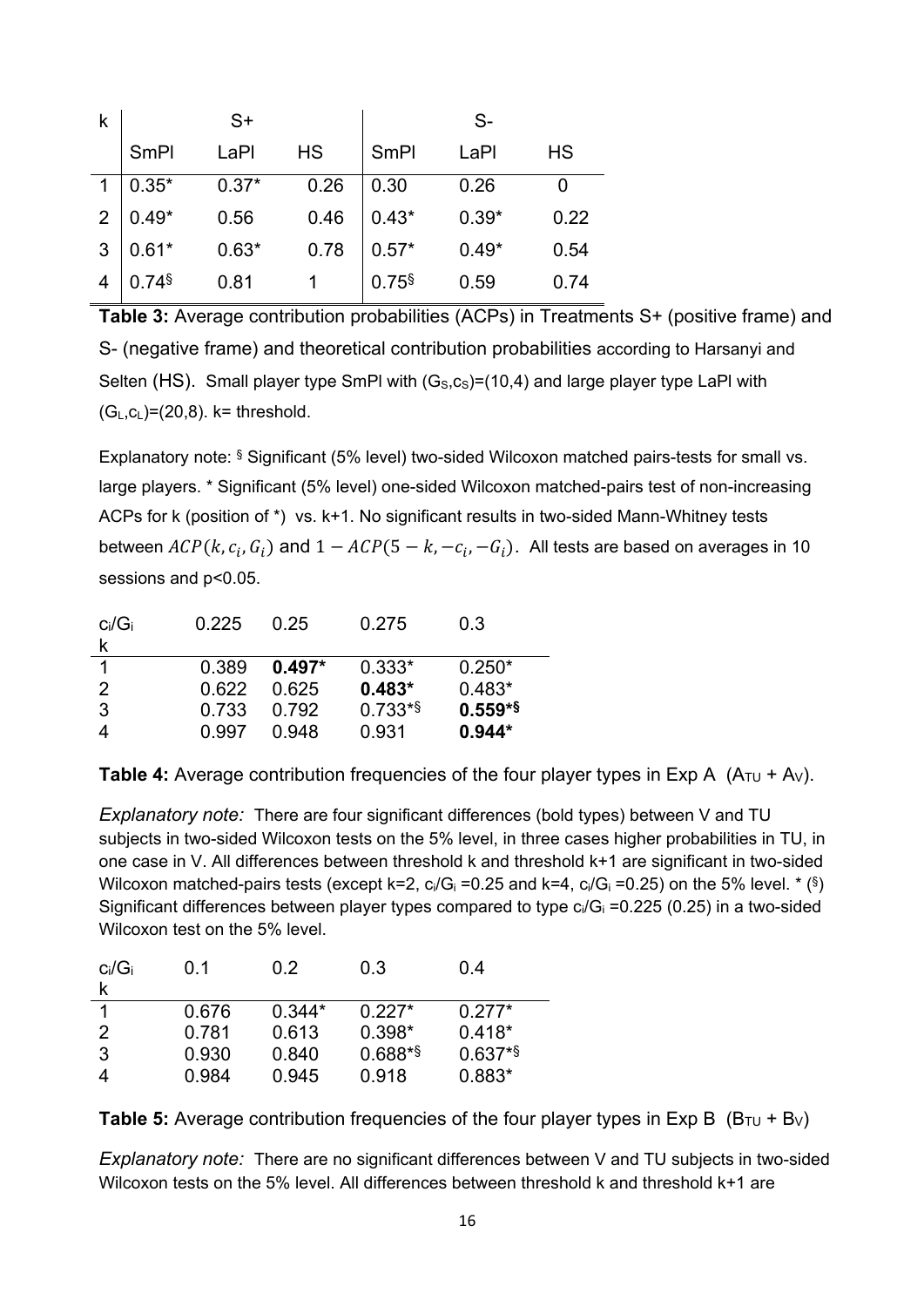| k | S+ | | | S- | | |
|---|---|---|---|---|---|---|
| | SmPl | LaPl | HS | SmPl | LaPl | HS |
| 1 | 0.35* | 0.37* | 0.26 | 0.30 | 0.26 | 0 |
| 2 | 0.49* | 0.56 | 0.46 | 0.43* | 0.39* | 0.22 |
| 3 | 0.61* | 0.63* | 0.78 | 0.57* | 0.49* | 0.54 |
| 4 | 0.74§ | 0.81 | 1 | 0.75§ | 0.59 | 0.74 |

**Table 3:** Average contribution probabilities (ACPs) in Treatments S+ (positive frame) and S- (negative frame) and theoretical contribution probabilities according to Harsanyi and Selten (HS). Small player type SmPl with $(G_S,c_S)=(10,4)$ and large player type LaPl with $(G_L,c_L)=(20,8)$. k= threshold.

Explanatory note: § Significant (5% level) two-sided Wilcoxon matched pairs-tests for small vs. large players. * Significant (5% level) one-sided Wilcoxon matched-pairs test of non-increasing ACPs for k (position of *) vs. k+1. No significant results in two-sided Mann-Whitney tests between $ACP(k, c_i, G_i)$ and $1 - ACP(5-k, -c_i, -G_i)$. All tests are based on averages in 10 sessions and p<0.05.

| $c_i/G_i$ / k | 0.225 | 0.25 | 0.275 | 0.3 |
|---|---|---|---|---|
| 1 | 0.389 | **0.497*** | 0.333* | 0.250* |
| 2 | 0.622 | 0.625 | **0.483*** | 0.483* |
| 3 | 0.733 | 0.792 | 0.733*§ | **0.559*§** |
| 4 | 0.997 | 0.948 | 0.931 | **0.944*** |

**Table 4:** Average contribution frequencies of the four player types in Exp A ($A_{TU}$ + $A_V$).

*Explanatory note:* There are four significant differences (bold types) between V and TU subjects in two-sided Wilcoxon tests on the 5% level, in three cases higher probabilities in TU, in one case in V. All differences between threshold k and threshold k+1 are significant in two-sided Wilcoxon matched-pairs tests (except k=2, $c_i/G_i$ =0.25 and k=4, $c_i/G_i$ =0.25) on the 5% level. * (§) Significant differences between player types compared to type $c_i/G_i$ =0.225 (0.25) in a two-sided Wilcoxon test on the 5% level.

| $c_i/G_i$ / k | 0.1 | 0.2 | 0.3 | 0.4 |
|---|---|---|---|---|
| 1 | 0.676 | 0.344* | 0.227* | 0.277* |
| 2 | 0.781 | 0.613 | 0.398* | 0.418* |
| 3 | 0.930 | 0.840 | 0.688*§ | 0.637*§ |
| 4 | 0.984 | 0.945 | 0.918 | 0.883* |

**Table 5:** Average contribution frequencies of the four player types in Exp B ($B_{TU}$ + $B_V$)

*Explanatory note:* There are no significant differences between V and TU subjects in two-sided Wilcoxon tests on the 5% level. All differences between threshold k and threshold k+1 are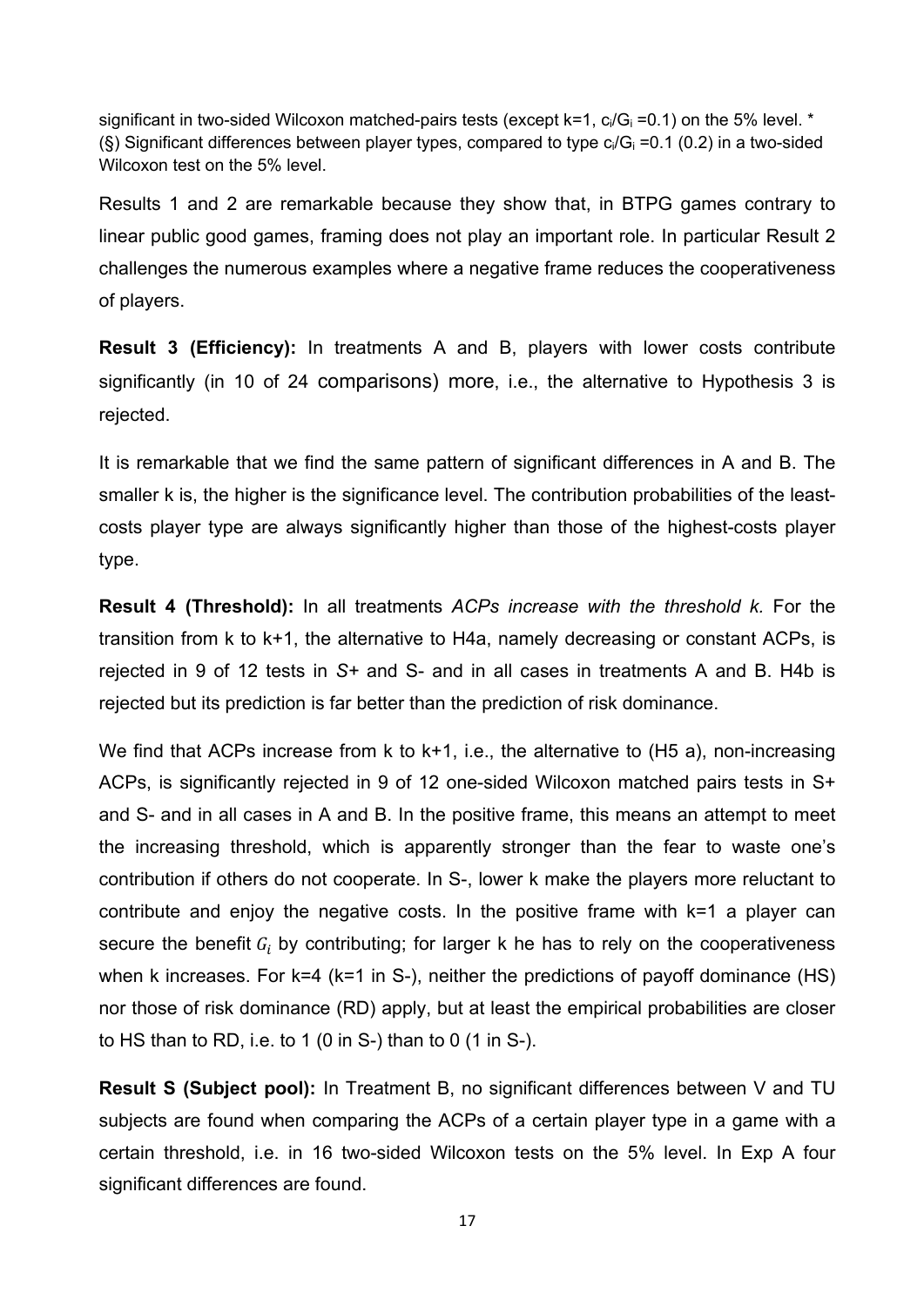significant in two-sided Wilcoxon matched-pairs tests (except k=1, $c_i/G_i$ =0.1) on the 5% level. * (§) Significant differences between player types, compared to type $c_i/G_i$ =0.1 (0.2) in a two-sided Wilcoxon test on the 5% level.

Results 1 and 2 are remarkable because they show that, in BTPG games contrary to linear public good games, framing does not play an important role. In particular Result 2 challenges the numerous examples where a negative frame reduces the cooperativeness of players.

**Result 3 (Efficiency):** In treatments A and B, players with lower costs contribute significantly (in 10 of 24 comparisons) more, i.e., the alternative to Hypothesis 3 is rejected.

It is remarkable that we find the same pattern of significant differences in A and B. The smaller k is, the higher is the significance level. The contribution probabilities of the least-costs player type are always significantly higher than those of the highest-costs player type.

**Result 4 (Threshold):** In all treatments *ACPs increase with the threshold k.* For the transition from k to k+1, the alternative to H4a, namely decreasing or constant ACPs, is rejected in 9 of 12 tests in *S*+ and S- and in all cases in treatments A and B. H4b is rejected but its prediction is far better than the prediction of risk dominance.

We find that ACPs increase from k to k+1, i.e., the alternative to (H5 a), non-increasing ACPs, is significantly rejected in 9 of 12 one-sided Wilcoxon matched pairs tests in S+ and S- and in all cases in A and B. In the positive frame, this means an attempt to meet the increasing threshold, which is apparently stronger than the fear to waste one's contribution if others do not cooperate. In S-, lower k make the players more reluctant to contribute and enjoy the negative costs. In the positive frame with k=1 a player can secure the benefit $G_i$ by contributing; for larger k he has to rely on the cooperativeness when k increases. For k=4 (k=1 in S-), neither the predictions of payoff dominance (HS) nor those of risk dominance (RD) apply, but at least the empirical probabilities are closer to HS than to RD, i.e. to 1 (0 in S-) than to 0 (1 in S-).

**Result S (Subject pool):** In Treatment B, no significant differences between V and TU subjects are found when comparing the ACPs of a certain player type in a game with a certain threshold, i.e. in 16 two-sided Wilcoxon tests on the 5% level. In Exp A four significant differences are found.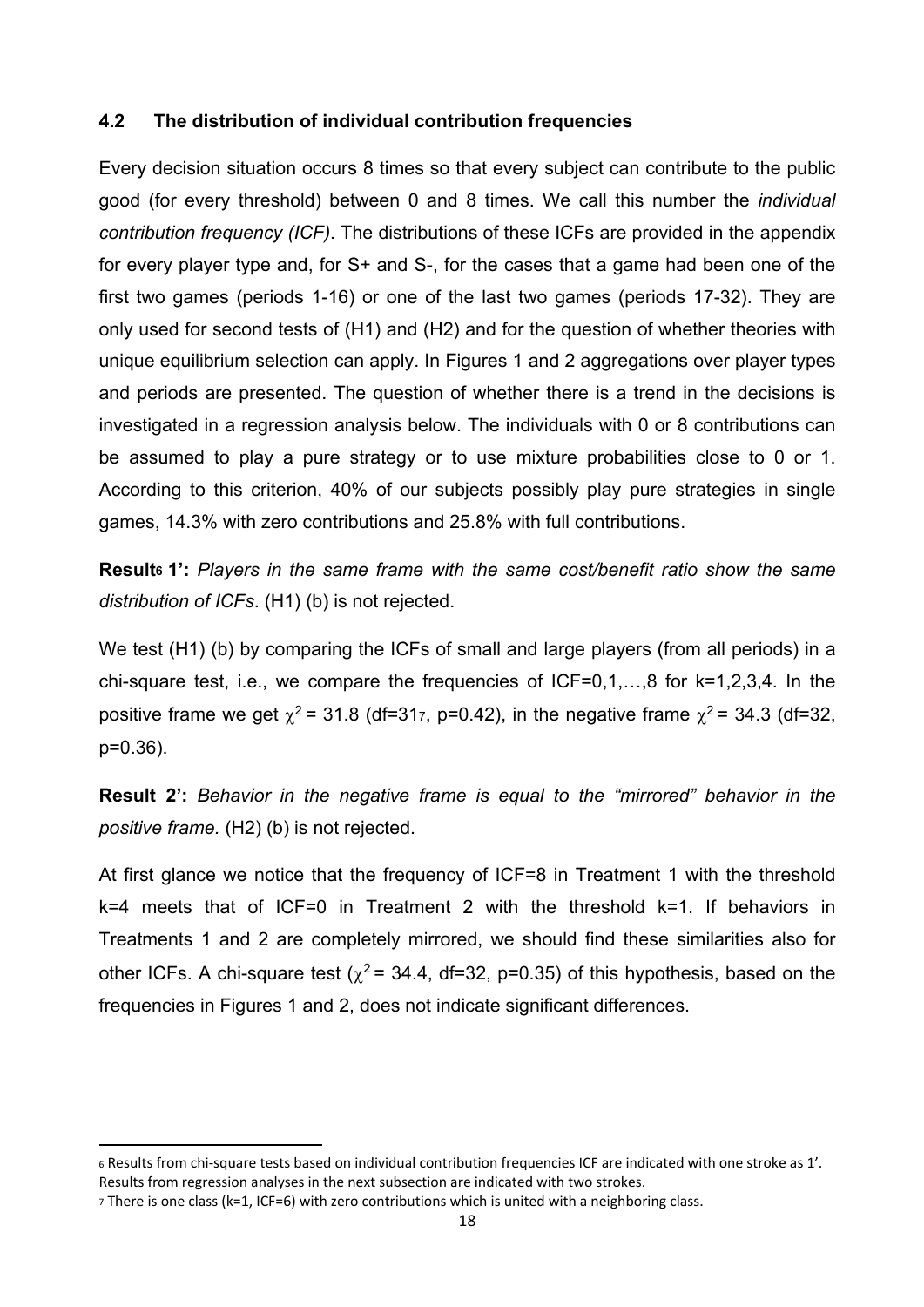## 4.2 The distribution of individual contribution frequencies

Every decision situation occurs 8 times so that every subject can contribute to the public good (for every threshold) between 0 and 8 times. We call this number the *individual contribution frequency (ICF)*. The distributions of these ICFs are provided in the appendix for every player type and, for S+ and S-, for the cases that a game had been one of the first two games (periods 1-16) or one of the last two games (periods 17-32). They are only used for second tests of (H1) and (H2) and for the question of whether theories with unique equilibrium selection can apply. In Figures 1 and 2 aggregations over player types and periods are presented. The question of whether there is a trend in the decisions is investigated in a regression analysis below. The individuals with 0 or 8 contributions can be assumed to play a pure strategy or to use mixture probabilities close to 0 or 1. According to this criterion, 40% of our subjects possibly play pure strategies in single games, 14.3% with zero contributions and 25.8% with full contributions.

**Result[6] 1':** *Players in the same frame with the same cost/benefit ratio show the same distribution of ICFs*. (H1) (b) is not rejected.

We test (H1) (b) by comparing the ICFs of small and large players (from all periods) in a chi-square test, i.e., we compare the frequencies of ICF=0,1,…,8 for k=1,2,3,4. In the positive frame we get $\chi^2 = 31.8$ (df=31[7], p=0.42), in the negative frame $\chi^2 = 34.3$ (df=32, p=0.36).

**Result 2':** *Behavior in the negative frame is equal to the "mirrored" behavior in the positive frame*. (H2) (b) is not rejected.

At first glance we notice that the frequency of ICF=8 in Treatment 1 with the threshold k=4 meets that of ICF=0 in Treatment 2 with the threshold k=1. If behaviors in Treatments 1 and 2 are completely mirrored, we should find these similarities also for other ICFs. A chi-square test ($\chi^2 = 34.4$, df=32, p=0.35) of this hypothesis, based on the frequencies in Figures 1 and 2, does not indicate significant differences.

[6] Results from chi-square tests based on individual contribution frequencies ICF are indicated with one stroke as 1'. Results from regression analyses in the next subsection are indicated with two strokes.

[7] There is one class (k=1, ICF=6) with zero contributions which is united with a neighboring class.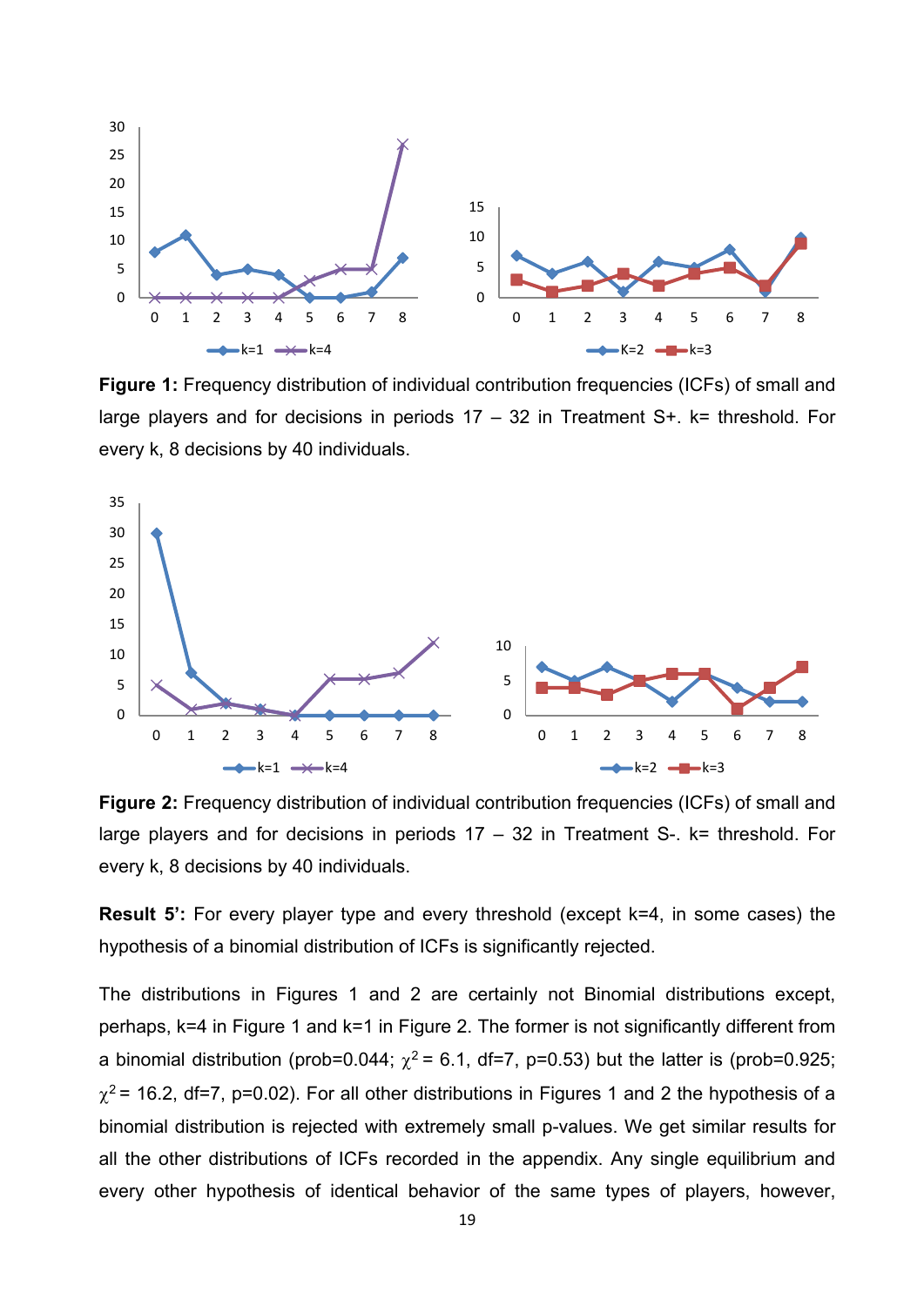**Figure 1:** Frequency distribution of individual contribution frequencies (ICFs) of small and large players and for decisions in periods 17 – 32 in Treatment S+. k= threshold. For every k, 8 decisions by 40 individuals.

**Figure 2:** Frequency distribution of individual contribution frequencies (ICFs) of small and large players and for decisions in periods 17 – 32 in Treatment S-. k= threshold. For every k, 8 decisions by 40 individuals.

**Result 5':** For every player type and every threshold (except k=4, in some cases) the hypothesis of a binomial distribution of ICFs is significantly rejected.

The distributions in Figures 1 and 2 are certainly not Binomial distributions except, perhaps, k=4 in Figure 1 and k=1 in Figure 2. The former is not significantly different from a binomial distribution (prob=0.044; $\chi^2 = 6.1$, df=7, p=0.53) but the latter is (prob=0.925; $\chi^2 = 16.2$, df=7, p=0.02). For all other distributions in Figures 1 and 2 the hypothesis of a binomial distribution is rejected with extremely small p-values. We get similar results for all the other distributions of ICFs recorded in the appendix. Any single equilibrium and every other hypothesis of identical behavior of the same types of players, however,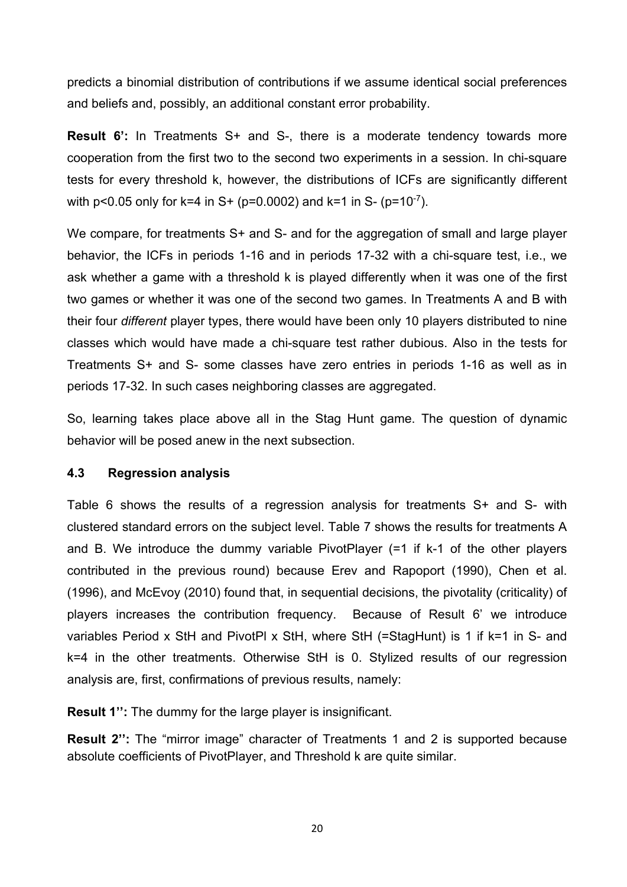predicts a binomial distribution of contributions if we assume identical social preferences and beliefs and, possibly, an additional constant error probability.

**Result 6':** In Treatments S+ and S-, there is a moderate tendency towards more cooperation from the first two to the second two experiments in a session. In chi-square tests for every threshold k, however, the distributions of ICFs are significantly different with $p<0.05$ only for k=4 in S+ ($p=0.0002$) and k=1 in S- ($p=10^{-7}$).

We compare, for treatments S+ and S- and for the aggregation of small and large player behavior, the ICFs in periods 1-16 and in periods 17-32 with a chi-square test, i.e., we ask whether a game with a threshold k is played differently when it was one of the first two games or whether it was one of the second two games. In Treatments A and B with their four *different* player types, there would have been only 10 players distributed to nine classes which would have made a chi-square test rather dubious. Also in the tests for Treatments S+ and S- some classes have zero entries in periods 1-16 as well as in periods 17-32. In such cases neighboring classes are aggregated.

So, learning takes place above all in the Stag Hunt game. The question of dynamic behavior will be posed anew in the next subsection.

### 4.3 Regression analysis

Table 6 shows the results of a regression analysis for treatments S+ and S- with clustered standard errors on the subject level. Table 7 shows the results for treatments A and B. We introduce the dummy variable PivotPlayer (=1 if k-1 of the other players contributed in the previous round) because Erev and Rapoport (1990), Chen et al. (1996), and McEvoy (2010) found that, in sequential decisions, the pivotality (criticality) of players increases the contribution frequency. Because of Result 6' we introduce variables Period x StH and PivotPl x StH, where StH (=StagHunt) is 1 if k=1 in S- and k=4 in the other treatments. Otherwise StH is 0. Stylized results of our regression analysis are, first, confirmations of previous results, namely:

**Result 1'':** The dummy for the large player is insignificant.

**Result 2'':** The "mirror image" character of Treatments 1 and 2 is supported because absolute coefficients of PivotPlayer, and Threshold k are quite similar.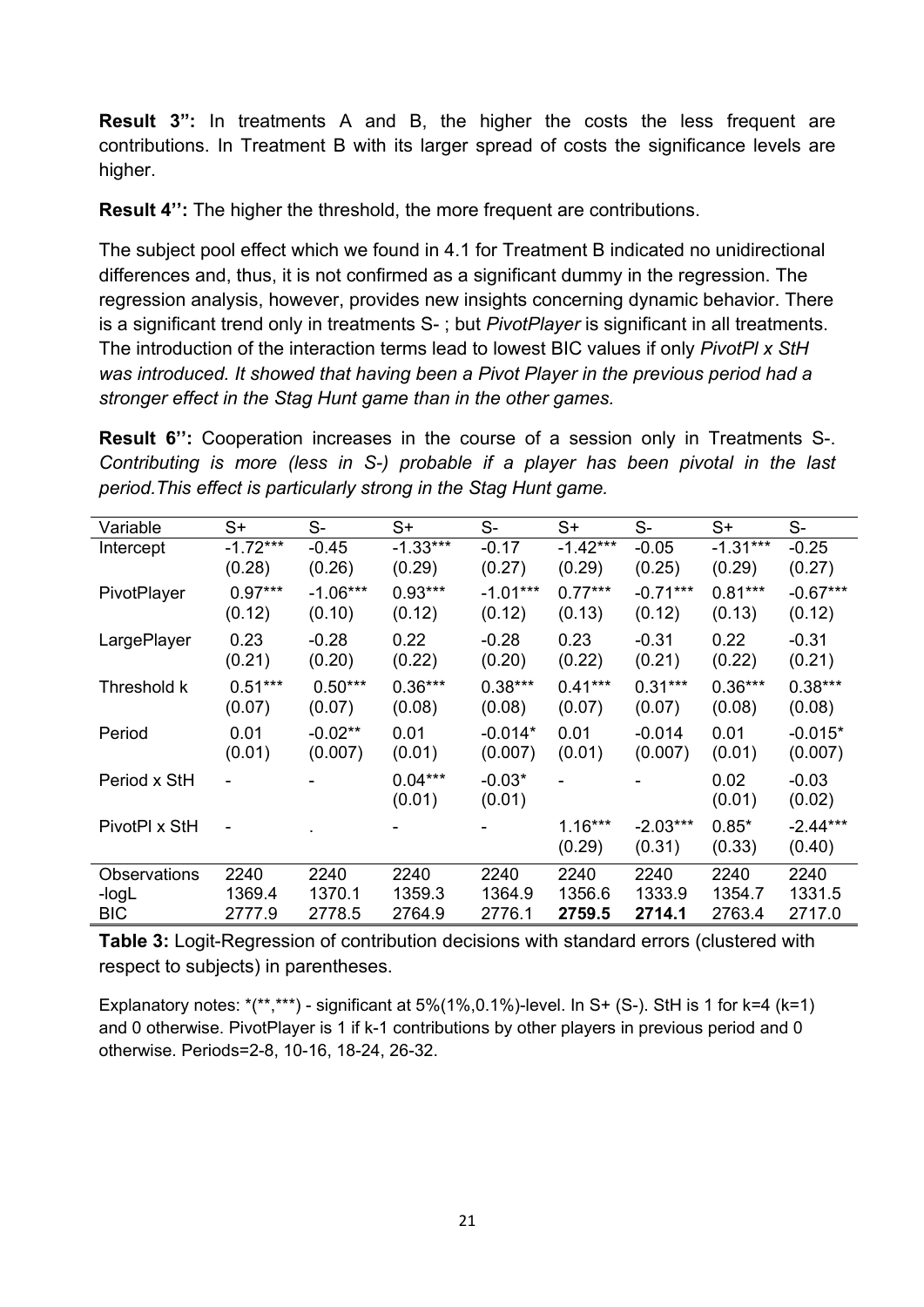**Result 3'':** In treatments A and B, the higher the costs the less frequent are contributions. In Treatment B with its larger spread of costs the significance levels are higher.

**Result 4'':** The higher the threshold, the more frequent are contributions.

The subject pool effect which we found in 4.1 for Treatment B indicated no unidirectional differences and, thus, it is not confirmed as a significant dummy in the regression. The regression analysis, however, provides new insights concerning dynamic behavior. There is a significant trend only in treatments S- ; but *PivotPlayer* is significant in all treatments. The introduction of the interaction terms lead to lowest BIC values if only *PivotPl x StH was introduced. It showed that having been a Pivot Player in the previous period had a stronger effect in the Stag Hunt game than in the other games.*

**Result 6'':** Cooperation increases in the course of a session only in Treatments S-. *Contributing is more (less in S-) probable if a player has been pivotal in the last period.This effect is particularly strong in the Stag Hunt game.*

| Variable | S+ | S- | S+ | S- | S+ | S- | S+ | S- |
|---|---|---|---|---|---|---|---|---|
| Intercept | -1.72*** (0.28) | -0.45 (0.26) | -1.33*** (0.29) | -0.17 (0.27) | -1.42*** (0.29) | -0.05 (0.25) | -1.31*** (0.29) | -0.25 (0.27) |
| PivotPlayer | 0.97*** (0.12) | -1.06*** (0.10) | 0.93*** (0.12) | -1.01*** (0.12) | 0.77*** (0.13) | -0.71*** (0.12) | 0.81*** (0.13) | -0.67*** (0.12) |
| LargePlayer | 0.23 (0.21) | -0.28 (0.20) | 0.22 (0.22) | -0.28 (0.20) | 0.23 (0.22) | -0.31 (0.21) | 0.22 (0.22) | -0.31 (0.21) |
| Threshold k | 0.51*** (0.07) | 0.50*** (0.07) | 0.36*** (0.08) | 0.38*** (0.08) | 0.41*** (0.07) | 0.31*** (0.07) | 0.36*** (0.08) | 0.38*** (0.08) |
| Period | 0.01 (0.01) | -0.02** (0.007) | 0.01 (0.01) | -0.014* (0.007) | 0.01 (0.01) | -0.014 (0.007) | 0.01 (0.01) | -0.015* (0.007) |
| Period x StH | - | - | 0.04*** (0.01) | -0.03* (0.01) | - | - | 0.02 (0.01) | -0.03 (0.02) |
| PivotPl x StH | - | . | - | - | 1.16*** (0.29) | -2.03*** (0.31) | 0.85* (0.33) | -2.44*** (0.40) |
| Observations | 2240 | 2240 | 2240 | 2240 | 2240 | 2240 | 2240 | 2240 |
| -logL | 1369.4 | 1370.1 | 1359.3 | 1364.9 | 1356.6 | 1333.9 | 1354.7 | 1331.5 |
| BIC | 2777.9 | 2778.5 | 2764.9 | 2776.1 | **2759.5** | **2714.1** | 2763.4 | 2717.0 |

**Table 3:** Logit-Regression of contribution decisions with standard errors (clustered with respect to subjects) in parentheses.

Explanatory notes: *(**,***) - significant at 5%(1%,0.1%)-level. In S+ (S-). StH is 1 for k=4 (k=1) and 0 otherwise. PivotPlayer is 1 if k-1 contributions by other players in previous period and 0 otherwise. Periods=2-8, 10-16, 18-24, 26-32.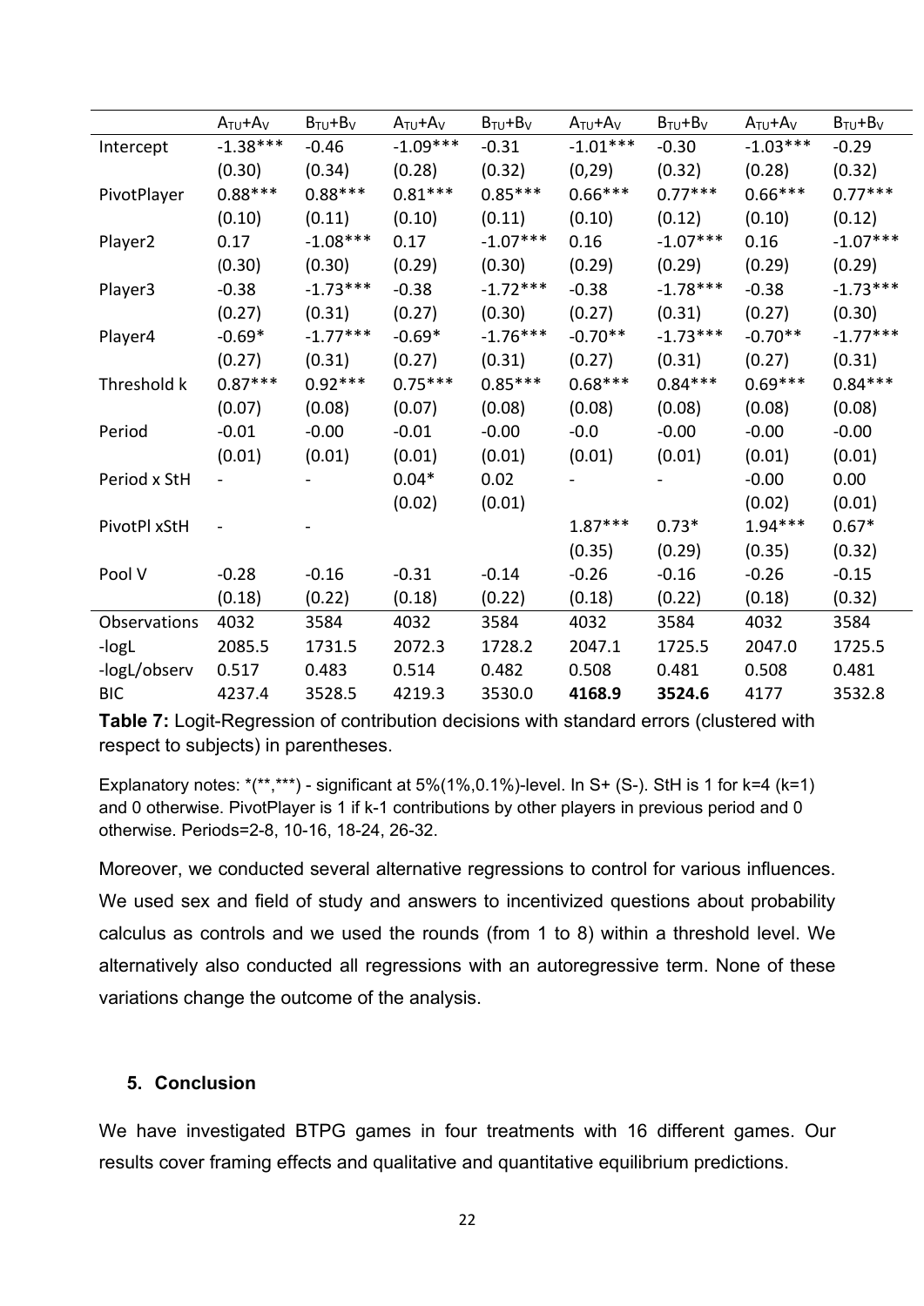| | $A_{TU}$+$A_V$ | $B_{TU}$+$B_V$ | $A_{TU}$+$A_V$ | $B_{TU}$+$B_V$ | $A_{TU}$+$A_V$ | $B_{TU}$+$B_V$ | $A_{TU}$+$A_V$ | $B_{TU}$+$B_V$ |
|---|---|---|---|---|---|---|---|---|
| Intercept | -1.38*** | -0.46 | -1.09*** | -0.31 | -1.01*** | -0.30 | -1.03*** | -0.29 |
| | (0.30) | (0.34) | (0.28) | (0.32) | (0,29) | (0.32) | (0.28) | (0.32) |
| PivotPlayer | 0.88*** | 0.88*** | 0.81*** | 0.85*** | 0.66*** | 0.77*** | 0.66*** | 0.77*** |
| | (0.10) | (0.11) | (0.10) | (0.11) | (0.10) | (0.12) | (0.10) | (0.12) |
| Player2 | 0.17 | -1.08*** | 0.17 | -1.07*** | 0.16 | -1.07*** | 0.16 | -1.07*** |
| | (0.30) | (0.30) | (0.29) | (0.30) | (0.29) | (0.29) | (0.29) | (0.29) |
| Player3 | -0.38 | -1.73*** | -0.38 | -1.72*** | -0.38 | -1.78*** | -0.38 | -1.73*** |
| | (0.27) | (0.31) | (0.27) | (0.30) | (0.27) | (0.31) | (0.27) | (0.30) |
| Player4 | -0.69* | -1.77*** | -0.69* | -1.76*** | -0.70** | -1.73*** | -0.70** | -1.77*** |
| | (0.27) | (0.31) | (0.27) | (0.31) | (0.27) | (0.31) | (0.27) | (0.31) |
| Threshold k | 0.87*** | 0.92*** | 0.75*** | 0.85*** | 0.68*** | 0.84*** | 0.69*** | 0.84*** |
| | (0.07) | (0.08) | (0.07) | (0.08) | (0.08) | (0.08) | (0.08) | (0.08) |
| Period | -0.01 | -0.00 | -0.01 | -0.00 | -0.0 | -0.00 | -0.00 | -0.00 |
| | (0.01) | (0.01) | (0.01) | (0.01) | (0.01) | (0.01) | (0.01) | (0.01) |
| Period x StH | - | - | 0.04* | 0.02 | - | - | -0.00 | 0.00 |
| | | | (0.02) | (0.01) | | | (0.02) | (0.01) |
| PivotPl xStH | - | - | | | 1.87*** | 0.73* | 1.94*** | 0.67* |
| | | | | | (0.35) | (0.29) | (0.35) | (0.32) |
| Pool V | -0.28 | -0.16 | -0.31 | -0.14 | -0.26 | -0.16 | -0.26 | -0.15 |
| | (0.18) | (0.22) | (0.18) | (0.22) | (0.18) | (0.22) | (0.18) | (0.32) |
| Observations | 4032 | 3584 | 4032 | 3584 | 4032 | 3584 | 4032 | 3584 |
| -logL | 2085.5 | 1731.5 | 2072.3 | 1728.2 | 2047.1 | 1725.5 | 2047.0 | 1725.5 |
| -logL/observ | 0.517 | 0.483 | 0.514 | 0.482 | 0.508 | 0.481 | 0.508 | 0.481 |
| BIC | 4237.4 | 3528.5 | 4219.3 | 3530.0 | **4168.9** | **3524.6** | 4177 | 3532.8 |

**Table 7:** Logit-Regression of contribution decisions with standard errors (clustered with respect to subjects) in parentheses.

Explanatory notes: *(**,***) - significant at 5%(1%,0.1%)-level. In S+ (S-). StH is 1 for k=4 (k=1) and 0 otherwise. PivotPlayer is 1 if k-1 contributions by other players in previous period and 0 otherwise. Periods=2-8, 10-16, 18-24, 26-32.

Moreover, we conducted several alternative regressions to control for various influences. We used sex and field of study and answers to incentivized questions about probability calculus as controls and we used the rounds (from 1 to 8) within a threshold level. We alternatively also conducted all regressions with an autoregressive term. None of these variations change the outcome of the analysis.

## 5. Conclusion

We have investigated BTPG games in four treatments with 16 different games. Our results cover framing effects and qualitative and quantitative equilibrium predictions.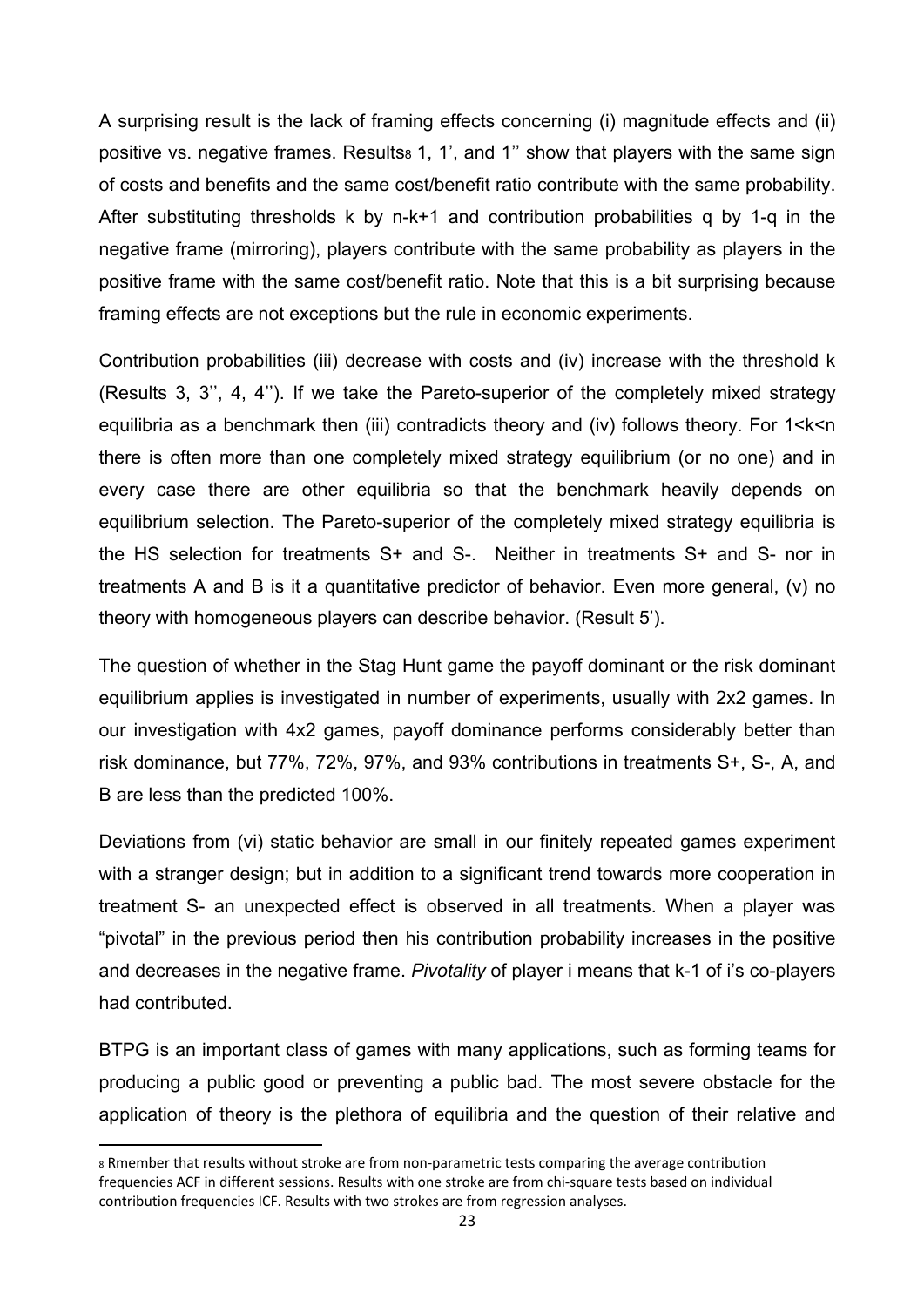A surprising result is the lack of framing effects concerning (i) magnitude effects and (ii) positive vs. negative frames. Results[8] 1, 1', and 1'' show that players with the same sign of costs and benefits and the same cost/benefit ratio contribute with the same probability. After substituting thresholds k by n-k+1 and contribution probabilities q by 1-q in the negative frame (mirroring), players contribute with the same probability as players in the positive frame with the same cost/benefit ratio. Note that this is a bit surprising because framing effects are not exceptions but the rule in economic experiments.

Contribution probabilities (iii) decrease with costs and (iv) increase with the threshold k (Results 3, 3'', 4, 4''). If we take the Pareto-superior of the completely mixed strategy equilibria as a benchmark then (iii) contradicts theory and (iv) follows theory. For $1<k<n$ there is often more than one completely mixed strategy equilibrium (or no one) and in every case there are other equilibria so that the benchmark heavily depends on equilibrium selection. The Pareto-superior of the completely mixed strategy equilibria is the HS selection for treatments S+ and S-. Neither in treatments S+ and S- nor in treatments A and B is it a quantitative predictor of behavior. Even more general, (v) no theory with homogeneous players can describe behavior. (Result 5').

The question of whether in the Stag Hunt game the payoff dominant or the risk dominant equilibrium applies is investigated in number of experiments, usually with 2x2 games. In our investigation with 4x2 games, payoff dominance performs considerably better than risk dominance, but 77%, 72%, 97%, and 93% contributions in treatments S+, S-, A, and B are less than the predicted 100%.

Deviations from (vi) static behavior are small in our finitely repeated games experiment with a stranger design; but in addition to a significant trend towards more cooperation in treatment S- an unexpected effect is observed in all treatments. When a player was "pivotal" in the previous period then his contribution probability increases in the positive and decreases in the negative frame. *Pivotality* of player i means that k-1 of i's co-players had contributed.

BTPG is an important class of games with many applications, such as forming teams for producing a public good or preventing a public bad. The most severe obstacle for the application of theory is the plethora of equilibria and the question of their relative and

[8] Rmember that results without stroke are from non-parametric tests comparing the average contribution frequencies ACF in different sessions. Results with one stroke are from chi-square tests based on individual contribution frequencies ICF. Results with two strokes are from regression analyses.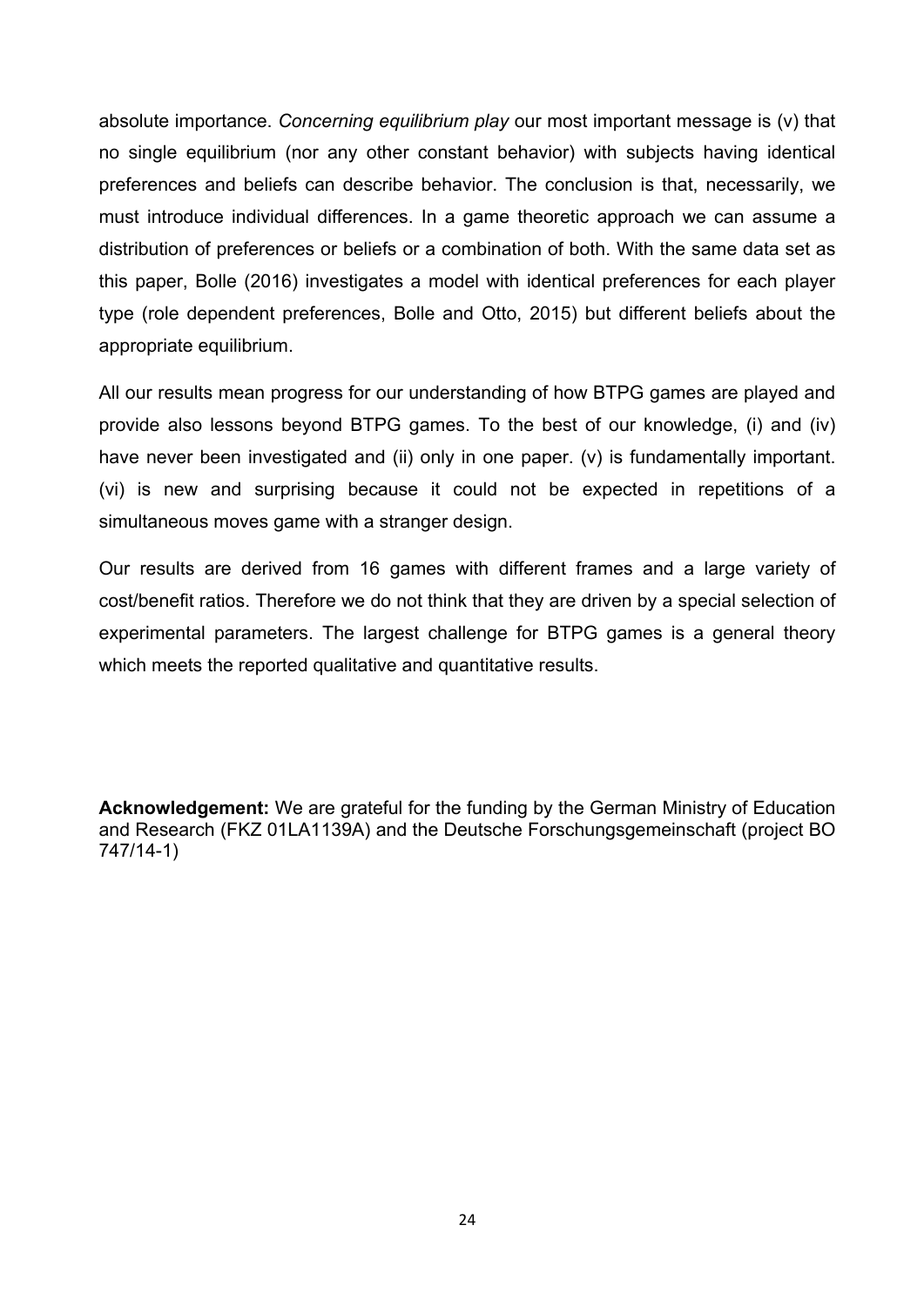absolute importance. *Concerning equilibrium play* our most important message is (v) that no single equilibrium (nor any other constant behavior) with subjects having identical preferences and beliefs can describe behavior. The conclusion is that, necessarily, we must introduce individual differences. In a game theoretic approach we can assume a distribution of preferences or beliefs or a combination of both. With the same data set as this paper, Bolle (2016) investigates a model with identical preferences for each player type (role dependent preferences, Bolle and Otto, 2015) but different beliefs about the appropriate equilibrium.

All our results mean progress for our understanding of how BTPG games are played and provide also lessons beyond BTPG games. To the best of our knowledge, (i) and (iv) have never been investigated and (ii) only in one paper. (v) is fundamentally important. (vi) is new and surprising because it could not be expected in repetitions of a simultaneous moves game with a stranger design.

Our results are derived from 16 games with different frames and a large variety of cost/benefit ratios. Therefore we do not think that they are driven by a special selection of experimental parameters. The largest challenge for BTPG games is a general theory which meets the reported qualitative and quantitative results.

**Acknowledgement:** We are grateful for the funding by the German Ministry of Education and Research (FKZ 01LA1139A) and the Deutsche Forschungsgemeinschaft (project BO 747/14-1)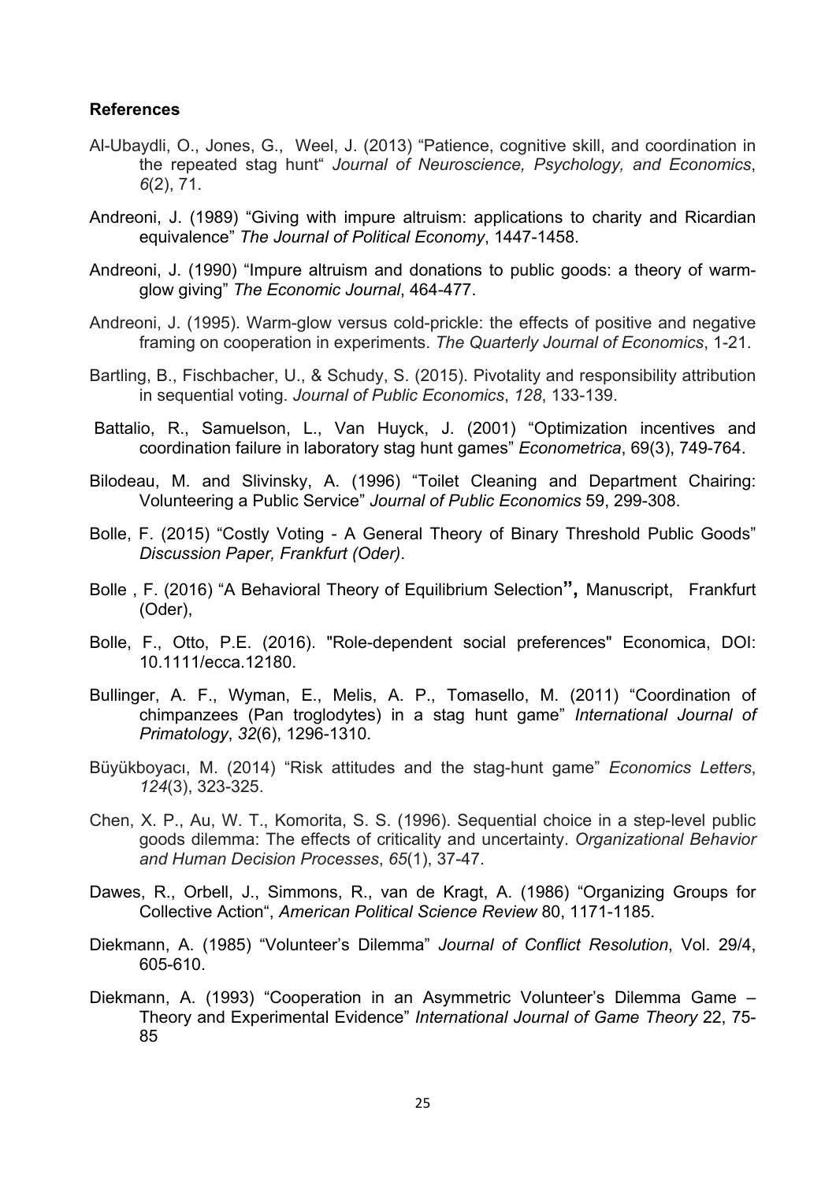**References**

Al-Ubaydli, O., Jones, G., Weel, J. (2013) "Patience, cognitive skill, and coordination in the repeated stag hunt" *Journal of Neuroscience, Psychology, and Economics*, *6*(2), 71.

Andreoni, J. (1989) "Giving with impure altruism: applications to charity and Ricardian equivalence" *The Journal of Political Economy*, 1447-1458.

Andreoni, J. (1990) "Impure altruism and donations to public goods: a theory of warm-glow giving" *The Economic Journal*, 464-477.

Andreoni, J. (1995). Warm-glow versus cold-prickle: the effects of positive and negative framing on cooperation in experiments. *The Quarterly Journal of Economics*, 1-21.

Bartling, B., Fischbacher, U., & Schudy, S. (2015). Pivotality and responsibility attribution in sequential voting. *Journal of Public Economics*, *128*, 133-139.

Battalio, R., Samuelson, L., Van Huyck, J. (2001) "Optimization incentives and coordination failure in laboratory stag hunt games" *Econometrica*, 69(3), 749-764.

Bilodeau, M. and Slivinsky, A. (1996) "Toilet Cleaning and Department Chairing: Volunteering a Public Service" *Journal of Public Economics* 59, 299-308.

Bolle, F. (2015) "Costly Voting - A General Theory of Binary Threshold Public Goods" *Discussion Paper, Frankfurt (Oder)*.

Bolle , F. (2016) "A Behavioral Theory of Equilibrium Selection**",** Manuscript, Frankfurt (Oder),

Bolle, F., Otto, P.E. (2016). "Role-dependent social preferences" Economica, DOI: 10.1111/ecca.12180.

Bullinger, A. F., Wyman, E., Melis, A. P., Tomasello, M. (2011) "Coordination of chimpanzees (Pan troglodytes) in a stag hunt game" *International Journal of Primatology*, *32*(6), 1296-1310.

Büyükboyacı, M. (2014) "Risk attitudes and the stag-hunt game" *Economics Letters*, *124*(3), 323-325.

Chen, X. P., Au, W. T., Komorita, S. S. (1996). Sequential choice in a step-level public goods dilemma: The effects of criticality and uncertainty. *Organizational Behavior and Human Decision Processes*, *65*(1), 37-47.

Dawes, R., Orbell, J., Simmons, R., van de Kragt, A. (1986) "Organizing Groups for Collective Action", *American Political Science Review* 80, 1171-1185.

Diekmann, A. (1985) "Volunteer's Dilemma" *Journal of Conflict Resolution*, Vol. 29/4, 605-610.

Diekmann, A. (1993) "Cooperation in an Asymmetric Volunteer's Dilemma Game – Theory and Experimental Evidence" *International Journal of Game Theory* 22, 75-85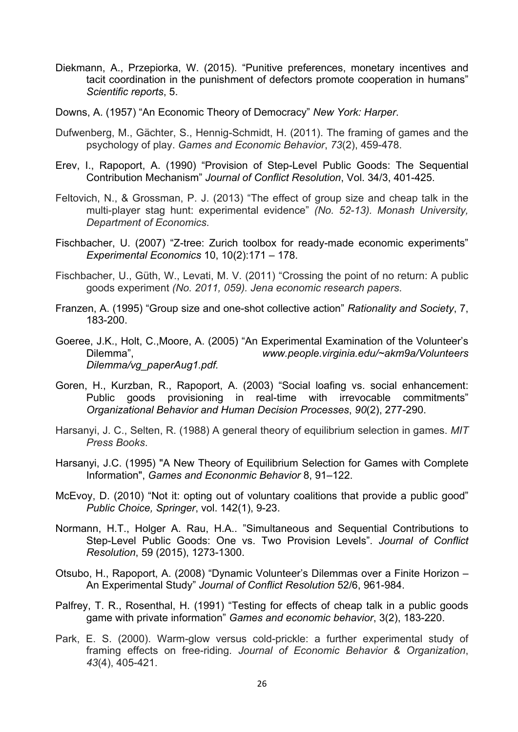Diekmann, A., Przepiorka, W. (2015). “Punitive preferences, monetary incentives and tacit coordination in the punishment of defectors promote cooperation in humans” *Scientific reports*, 5.

Downs, A. (1957) “An Economic Theory of Democracy” *New York: Harper*.

Dufwenberg, M., Gächter, S., Hennig-Schmidt, H. (2011). The framing of games and the psychology of play. *Games and Economic Behavior*, *73*(2), 459-478.

Erev, I., Rapoport, A. (1990) “Provision of Step-Level Public Goods: The Sequential Contribution Mechanism” *Journal of Conflict Resolution*, Vol. 34/3, 401-425.

Feltovich, N., & Grossman, P. J. (2013) “The effect of group size and cheap talk in the multi-player stag hunt: experimental evidence” *(No. 52-13). Monash University, Department of Economics*.

Fischbacher, U. (2007) “Z-tree: Zurich toolbox for ready-made economic experiments” *Experimental Economics* 10, 10(2):171 – 178.

Fischbacher, U., Güth, W., Levati, M. V. (2011) “Crossing the point of no return: A public goods experiment *(No. 2011, 059). Jena economic research papers*.

Franzen, A. (1995) “Group size and one-shot collective action” *Rationality and Society*, 7, 183-200.

Goeree, J.K., Holt, C.,Moore, A. (2005) “An Experimental Examination of the Volunteer’s Dilemma”, *www.people.virginia.edu/~akm9a/Volunteers Dilemma/vg_paperAug1.pdf*.

Goren, H., Kurzban, R., Rapoport, A. (2003) “Social loafing vs. social enhancement: Public goods provisioning in real-time with irrevocable commitments” *Organizational Behavior and Human Decision Processes*, *90*(2), 277-290.

Harsanyi, J. C., Selten, R. (1988) A general theory of equilibrium selection in games. *MIT Press Books*.

Harsanyi, J.C. (1995) "A New Theory of Equilibrium Selection for Games with Complete Information", *Games and Econonmic Behavior* 8, 91–122.

McEvoy, D. (2010) “Not it: opting out of voluntary coalitions that provide a public good” *Public Choice, Springer*, vol. 142(1), 9-23.

Normann, H.T., Holger A. Rau, H.A.. ”Simultaneous and Sequential Contributions to Step-Level Public Goods: One vs. Two Provision Levels”. *Journal of Conflict Resolution*, 59 (2015), 1273-1300.

Otsubo, H., Rapoport, A. (2008) “Dynamic Volunteer’s Dilemmas over a Finite Horizon – An Experimental Study” *Journal of Conflict Resolution* 52/6, 961-984.

Palfrey, T. R., Rosenthal, H. (1991) “Testing for effects of cheap talk in a public goods game with private information” *Games and economic behavior*, 3(2), 183-220.

Park, E. S. (2000). Warm-glow versus cold-prickle: a further experimental study of framing effects on free-riding. *Journal of Economic Behavior & Organization*, *43*(4), 405-421.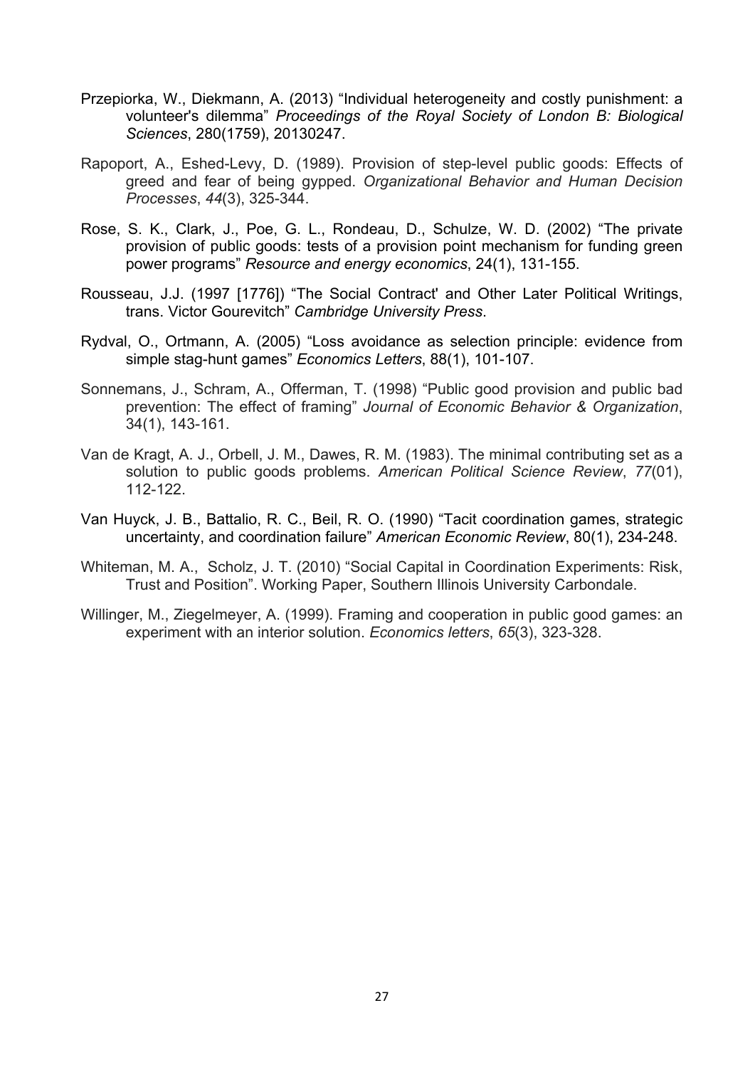Przepiorka, W., Diekmann, A. (2013) "Individual heterogeneity and costly punishment: a volunteer's dilemma" *Proceedings of the Royal Society of London B: Biological Sciences*, 280(1759), 20130247.

Rapoport, A., Eshed-Levy, D. (1989). Provision of step-level public goods: Effects of greed and fear of being gypped. *Organizational Behavior and Human Decision Processes*, *44*(3), 325-344.

Rose, S. K., Clark, J., Poe, G. L., Rondeau, D., Schulze, W. D. (2002) "The private provision of public goods: tests of a provision point mechanism for funding green power programs" *Resource and energy economics*, 24(1), 131-155.

Rousseau, J.J. (1997 [1776]) "The Social Contract' and Other Later Political Writings, trans. Victor Gourevitch" *Cambridge University Press*.

Rydval, O., Ortmann, A. (2005) "Loss avoidance as selection principle: evidence from simple stag-hunt games" *Economics Letters*, 88(1), 101-107.

Sonnemans, J., Schram, A., Offerman, T. (1998) "Public good provision and public bad prevention: The effect of framing" *Journal of Economic Behavior & Organization*, 34(1), 143-161.

Van de Kragt, A. J., Orbell, J. M., Dawes, R. M. (1983). The minimal contributing set as a solution to public goods problems. *American Political Science Review*, *77*(01), 112-122.

Van Huyck, J. B., Battalio, R. C., Beil, R. O. (1990) "Tacit coordination games, strategic uncertainty, and coordination failure" *American Economic Review*, 80(1), 234-248.

Whiteman, M. A., Scholz, J. T. (2010) "Social Capital in Coordination Experiments: Risk, Trust and Position". Working Paper, Southern Illinois University Carbondale.

Willinger, M., Ziegelmeyer, A. (1999). Framing and cooperation in public good games: an experiment with an interior solution. *Economics letters*, *65*(3), 323-328.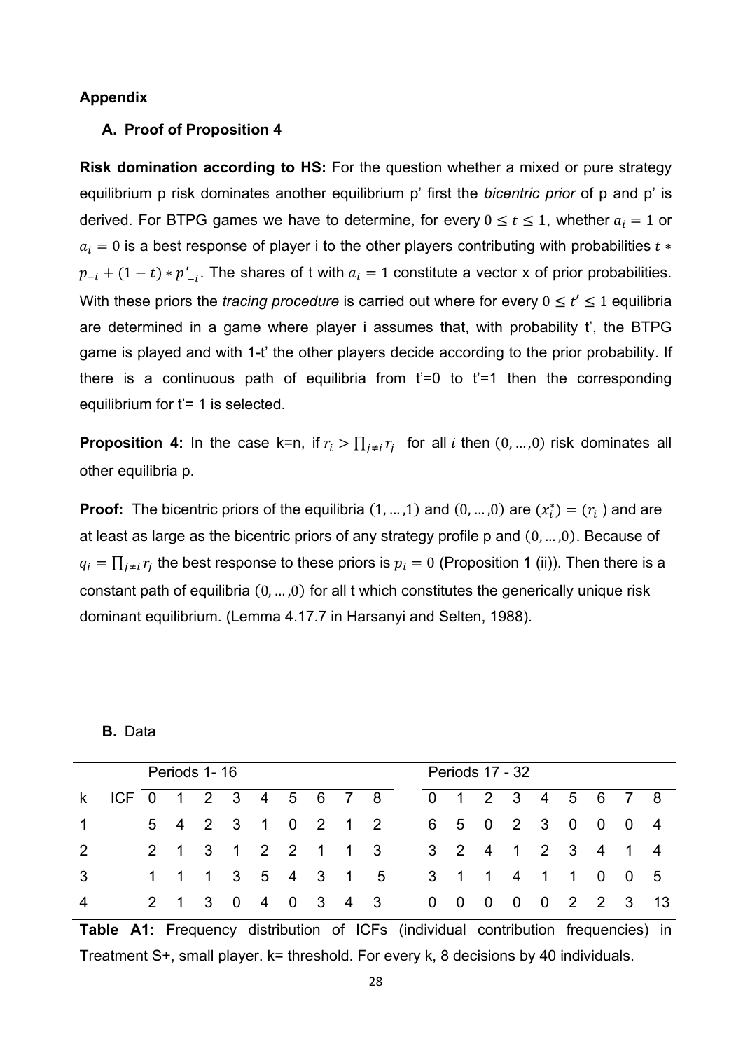## Appendix

### A. Proof of Proposition 4

**Risk domination according to HS:** For the question whether a mixed or pure strategy equilibrium p risk dominates another equilibrium p' first the *bicentric prior* of p and p' is derived. For BTPG games we have to determine, for every $0 \leq t \leq 1$, whether $a_i = 1$ or $a_i = 0$ is a best response of player i to the other players contributing with probabilities $t * p_{-i} + (1-t) * p'_{-i}$. The shares of t with $a_i = 1$ constitute a vector x of prior probabilities. With these priors the *tracing procedure* is carried out where for every $0 \leq t' \leq 1$ equilibria are determined in a game where player i assumes that, with probability t', the BTPG game is played and with 1-t' the other players decide according to the prior probability. If there is a continuous path of equilibria from t'=0 to t'=1 then the corresponding equilibrium for t'= 1 is selected.

**Proposition 4:** In the case k=n, if $r_i > \prod_{j \neq i} r_j$ for all $i$ then $(0, \ldots, 0)$ risk dominates all other equilibria p.

**Proof:** The bicentric priors of the equilibria $(1, \ldots, 1)$ and $(0, \ldots, 0)$ are $(x_i^*) = (r_i)$ and are at least as large as the bicentric priors of any strategy profile p and $(0, \ldots, 0)$. Because of $q_i = \prod_{j \neq i} r_j$ the best response to these priors is $p_i = 0$ (Proposition 1 (ii)). Then there is a constant path of equilibria $(0, \ldots, 0)$ for all t which constitutes the generically unique risk dominant equilibrium. (Lemma 4.17.7 in Harsanyi and Selten, 1988).

### B. Data

| | | Periods 1- 16 | | | | | | | | | Periods 17 - 32 | | | | | | | | |
|---|---|---|---|---|---|---|---|---|---|---|---|---|---|---|---|---|---|---|---|
| k | ICF | 0 | 1 | 2 | 3 | 4 | 5 | 6 | 7 | 8 | 0 | 1 | 2 | 3 | 4 | 5 | 6 | 7 | 8 |
| 1 | | 5 | 4 | 2 | 3 | 1 | 0 | 2 | 1 | 2 | 6 | 5 | 0 | 2 | 3 | 0 | 0 | 0 | 4 |
| 2 | | 2 | 1 | 3 | 1 | 2 | 2 | 1 | 1 | 3 | 3 | 2 | 4 | 1 | 2 | 3 | 4 | 1 | 4 |
| 3 | | 1 | 1 | 1 | 3 | 5 | 4 | 3 | 1 | 5 | 3 | 1 | 1 | 4 | 1 | 1 | 0 | 0 | 5 |
| 4 | | 2 | 1 | 3 | 0 | 4 | 0 | 3 | 4 | 3 | 0 | 0 | 0 | 0 | 0 | 2 | 2 | 3 | 13 |

**Table A1:** Frequency distribution of ICFs (individual contribution frequencies) in Treatment S+, small player. k= threshold. For every k, 8 decisions by 40 individuals.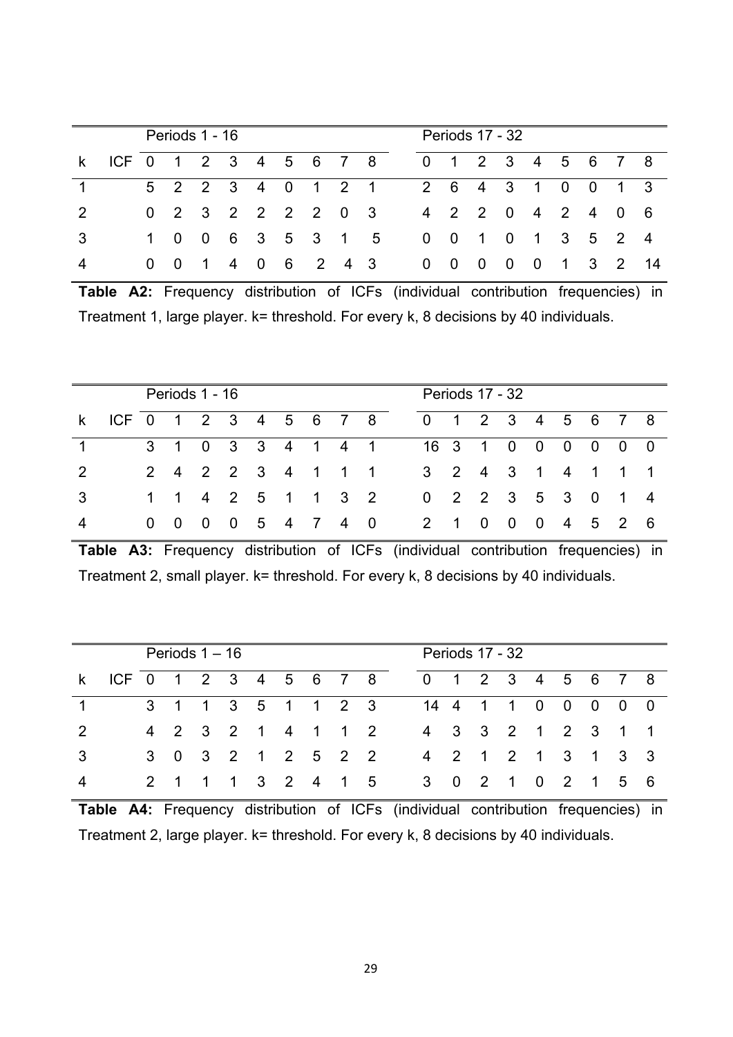| | | Periods 1 - 16 | | | | | | | | | Periods 17 - 32 | | | | | | | | |
|---|---|---|---|---|---|---|---|---|---|---|---|---|---|---|---|---|---|---|---|
| k | ICF | 0 | 1 | 2 | 3 | 4 | 5 | 6 | 7 | 8 | 0 | 1 | 2 | 3 | 4 | 5 | 6 | 7 | 8 |
| 1 | | 5 | 2 | 2 | 3 | 4 | 0 | 1 | 2 | 1 | 2 | 6 | 4 | 3 | 1 | 0 | 0 | 1 | 3 |
| 2 | | 0 | 2 | 3 | 2 | 2 | 2 | 2 | 0 | 3 | 4 | 2 | 2 | 0 | 4 | 2 | 4 | 0 | 6 |
| 3 | | 1 | 0 | 0 | 6 | 3 | 5 | 3 | 1 | 5 | 0 | 0 | 1 | 0 | 1 | 3 | 5 | 2 | 4 |
| 4 | | 0 | 0 | 1 | 4 | 0 | 6 | 2 | 4 | 3 | 0 | 0 | 0 | 0 | 0 | 1 | 3 | 2 | 14 |

**Table A2:** Frequency distribution of ICFs (individual contribution frequencies) in Treatment 1, large player. k= threshold. For every k, 8 decisions by 40 individuals.

| | | Periods 1 - 16 | | | | | | | | | Periods 17 - 32 | | | | | | | | |
|---|---|---|---|---|---|---|---|---|---|---|---|---|---|---|---|---|---|---|---|
| k | ICF | 0 | 1 | 2 | 3 | 4 | 5 | 6 | 7 | 8 | 0 | 1 | 2 | 3 | 4 | 5 | 6 | 7 | 8 |
| 1 | | 3 | 1 | 0 | 3 | 3 | 4 | 1 | 4 | 1 | 16 | 3 | 1 | 0 | 0 | 0 | 0 | 0 | 0 |
| 2 | | 2 | 4 | 2 | 2 | 3 | 4 | 1 | 1 | 1 | 3 | 2 | 4 | 3 | 1 | 4 | 1 | 1 | 1 |
| 3 | | 1 | 1 | 4 | 2 | 5 | 1 | 1 | 3 | 2 | 0 | 2 | 2 | 3 | 5 | 3 | 0 | 1 | 4 |
| 4 | | 0 | 0 | 0 | 0 | 5 | 4 | 7 | 4 | 0 | 2 | 1 | 0 | 0 | 0 | 4 | 5 | 2 | 6 |

**Table A3:** Frequency distribution of ICFs (individual contribution frequencies) in Treatment 2, small player. k= threshold. For every k, 8 decisions by 40 individuals.

| | | Periods 1 – 16 | | | | | | | | | Periods 17 - 32 | | | | | | | | |
|---|---|---|---|---|---|---|---|---|---|---|---|---|---|---|---|---|---|---|---|
| k | ICF | 0 | 1 | 2 | 3 | 4 | 5 | 6 | 7 | 8 | 0 | 1 | 2 | 3 | 4 | 5 | 6 | 7 | 8 |
| 1 | | 3 | 1 | 1 | 3 | 5 | 1 | 1 | 2 | 3 | 14 | 4 | 1 | 1 | 0 | 0 | 0 | 0 | 0 |
| 2 | | 4 | 2 | 3 | 2 | 1 | 4 | 1 | 1 | 2 | 4 | 3 | 3 | 2 | 1 | 2 | 3 | 1 | 1 |
| 3 | | 3 | 0 | 3 | 2 | 1 | 2 | 5 | 2 | 2 | 4 | 2 | 1 | 2 | 1 | 3 | 1 | 3 | 3 |
| 4 | | 2 | 1 | 1 | 1 | 3 | 2 | 4 | 1 | 5 | 3 | 0 | 2 | 1 | 0 | 2 | 1 | 5 | 6 |

**Table A4:** Frequency distribution of ICFs (individual contribution frequencies) in Treatment 2, large player. k= threshold. For every k, 8 decisions by 40 individuals.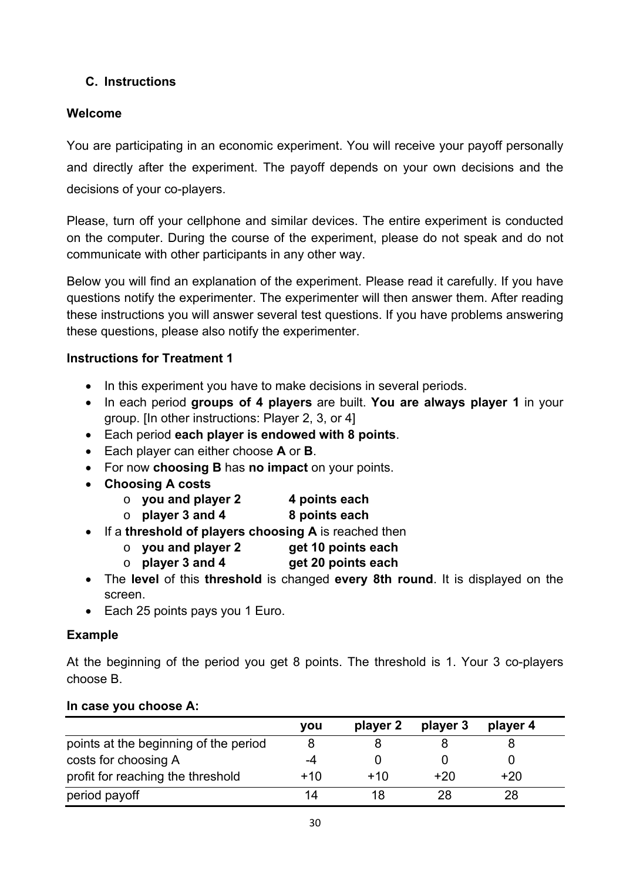## C. Instructions

### Welcome

You are participating in an economic experiment. You will receive your payoff personally and directly after the experiment. The payoff depends on your own decisions and the decisions of your co-players.

Please, turn off your cellphone and similar devices. The entire experiment is conducted on the computer. During the course of the experiment, please do not speak and do not communicate with other participants in any other way.

Below you will find an explanation of the experiment. Please read it carefully. If you have questions notify the experimenter. The experimenter will then answer them. After reading these instructions you will answer several test questions. If you have problems answering these questions, please also notify the experimenter.

### Instructions for Treatment 1

- In this experiment you have to make decisions in several periods.
- In each period **groups of 4 players** are built. **You are always player 1** in your group. [In other instructions: Player 2, 3, or 4]
- Each period **each player is endowed with 8 points**.
- Each player can either choose **A** or **B**.
- For now **choosing B** has **no impact** on your points.
- **Choosing A costs**
  - **you and player 2** **4 points each**
  - **player 3 and 4** **8 points each**
- If a **threshold of players choosing A** is reached then
  - **you and player 2** **get 10 points each**
  - **player 3 and 4** **get 20 points each**
- The **level** of this **threshold** is changed **every 8th round**. It is displayed on the screen.
- Each 25 points pays you 1 Euro.

### Example

At the beginning of the period you get 8 points. The threshold is 1. Your 3 co-players choose B.

**In case you choose A:**

| | you | player 2 | player 3 | player 4 |
|---|---|---|---|---|
| points at the beginning of the period | 8 | 8 | 8 | 8 |
| costs for choosing A | -4 | 0 | 0 | 0 |
| profit for reaching the threshold | +10 | +10 | +20 | +20 |
| period payoff | 14 | 18 | 28 | 28 |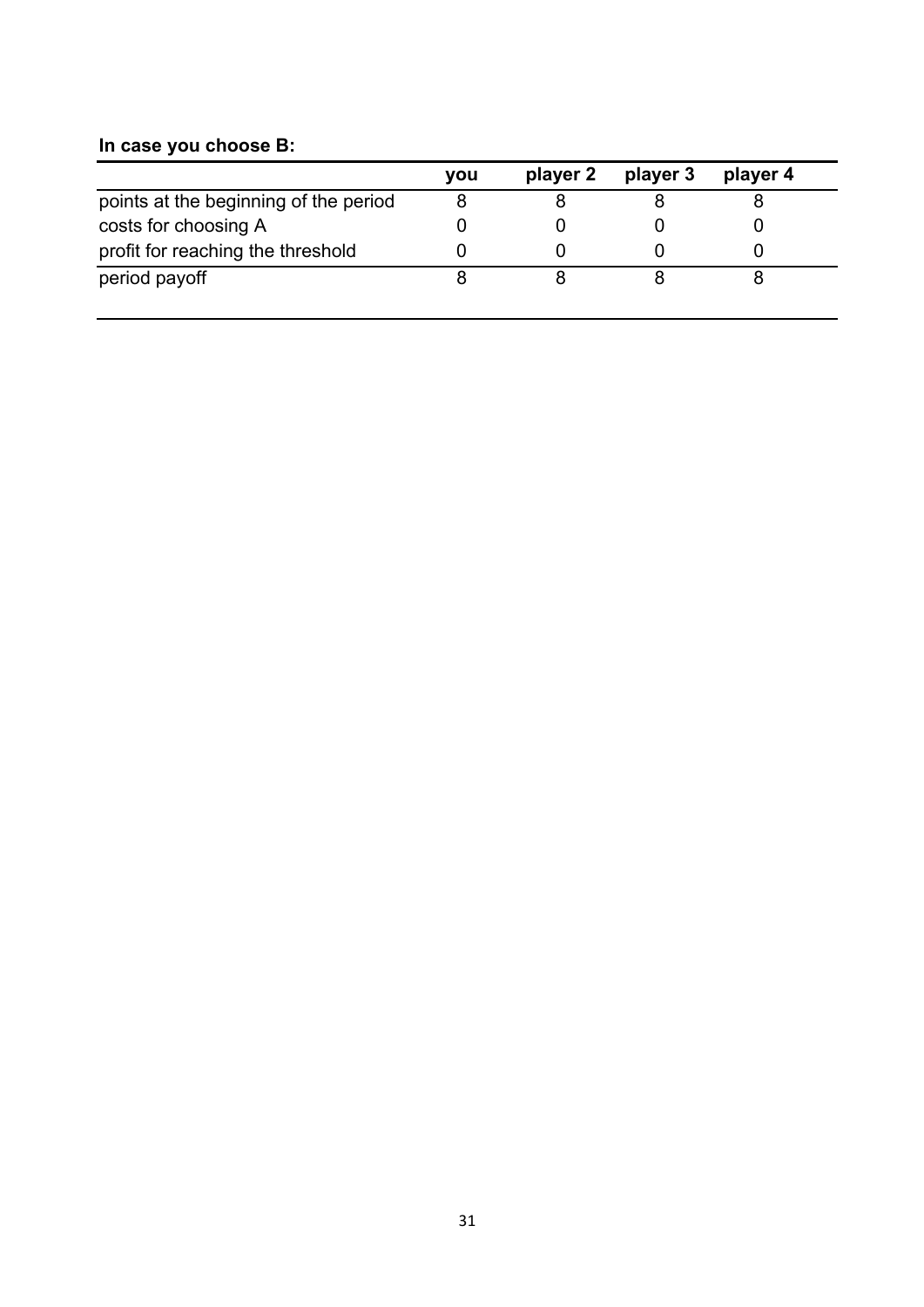**In case you choose B:**

| | you | player 2 | player 3 | player 4 |
|---|---|---|---|---|
| points at the beginning of the period | 8 | 8 | 8 | 8 |
| costs for choosing A | 0 | 0 | 0 | 0 |
| profit for reaching the threshold | 0 | 0 | 0 | 0 |
| period payoff | 8 | 8 | 8 | 8 |